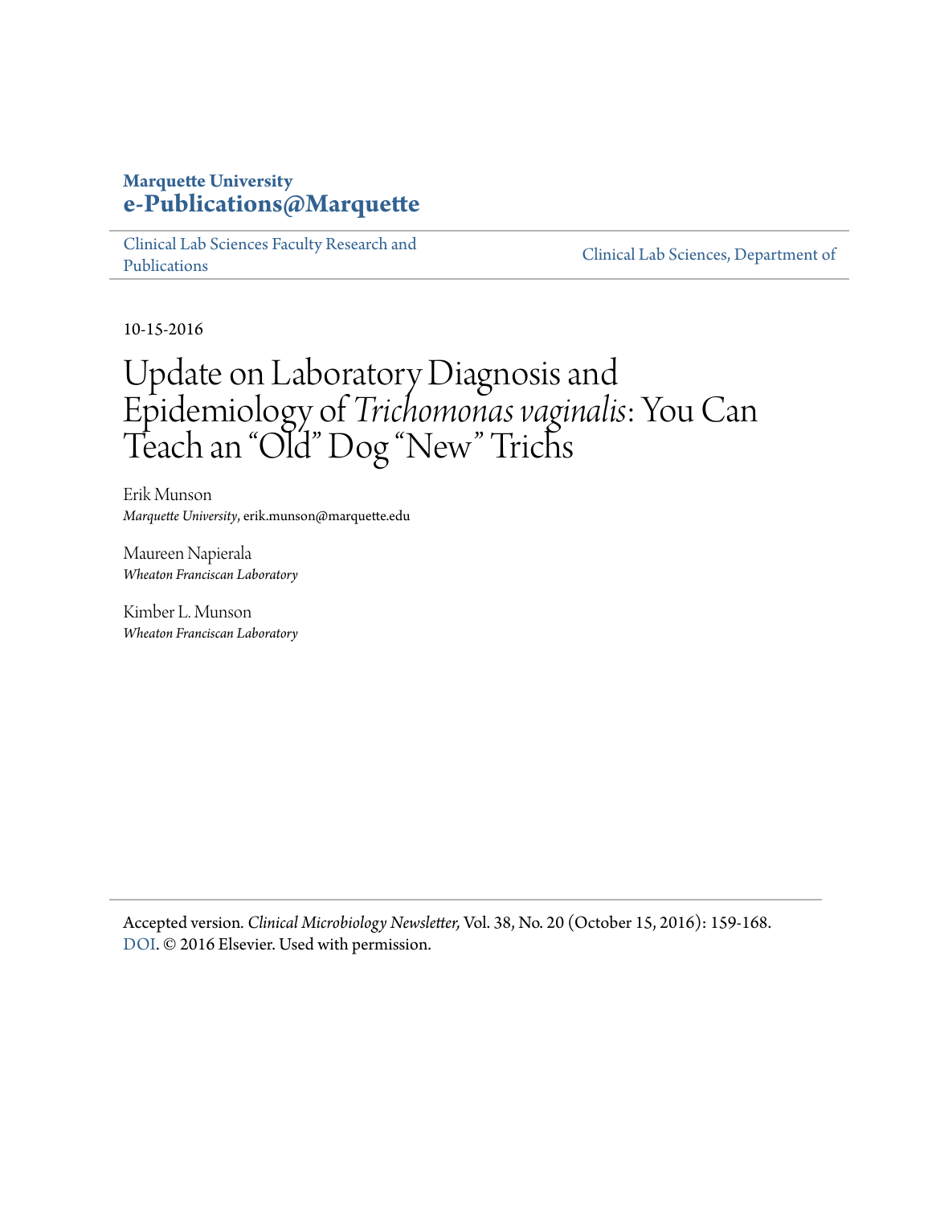**Marquette University**
**e-Publications@Marquette**

Clinical Lab Sciences Faculty Research and Publications | Clinical Lab Sciences, Department of

10-15-2016

# Update on Laboratory Diagnosis and Epidemiology of *Trichomonas vaginalis*: You Can Teach an "Old" Dog "New" Trichs

Erik Munson
*Marquette University*, erik.munson@marquette.edu

Maureen Napierala
*Wheaton Franciscan Laboratory*

Kimber L. Munson
*Wheaton Franciscan Laboratory*

Accepted version. *Clinical Microbiology Newsletter,* Vol. 38, No. 20 (October 15, 2016): 159-168. DOI. © 2016 Elsevier. Used with permission.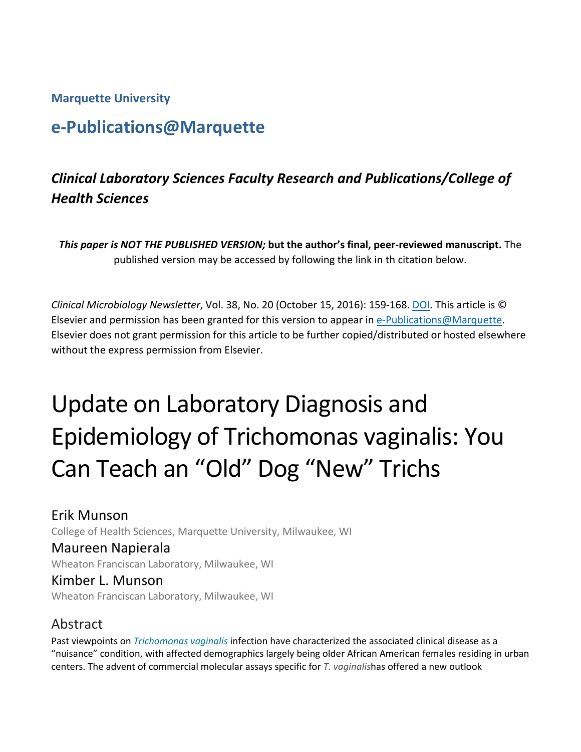**Marquette University**

## e-Publications@Marquette

### *Clinical Laboratory Sciences Faculty Research and Publications/College of Health Sciences*

***This paper is NOT THE PUBLISHED VERSION;*** **but the author's final, peer-reviewed manuscript.** The published version may be accessed by following the link in th citation below.

*Clinical Microbiology Newsletter*, Vol. 38, No. 20 (October 15, 2016): 159-168. DOI. This article is © Elsevier and permission has been granted for this version to appear in e-Publications@Marquette. Elsevier does not grant permission for this article to be further copied/distributed or hosted elsewhere without the express permission from Elsevier.

# Update on Laboratory Diagnosis and Epidemiology of Trichomonas vaginalis: You Can Teach an "Old" Dog "New" Trichs

Erik Munson
College of Health Sciences, Marquette University, Milwaukee, WI

Maureen Napierala
Wheaton Franciscan Laboratory, Milwaukee, WI

Kimber L. Munson
Wheaton Franciscan Laboratory, Milwaukee, WI

## Abstract

Past viewpoints on *Trichomonas vaginalis* infection have characterized the associated clinical disease as a "nuisance" condition, with affected demographics largely being older African American females residing in urban centers. The advent of commercial molecular assays specific for *T. vaginalis*has offered a new outlook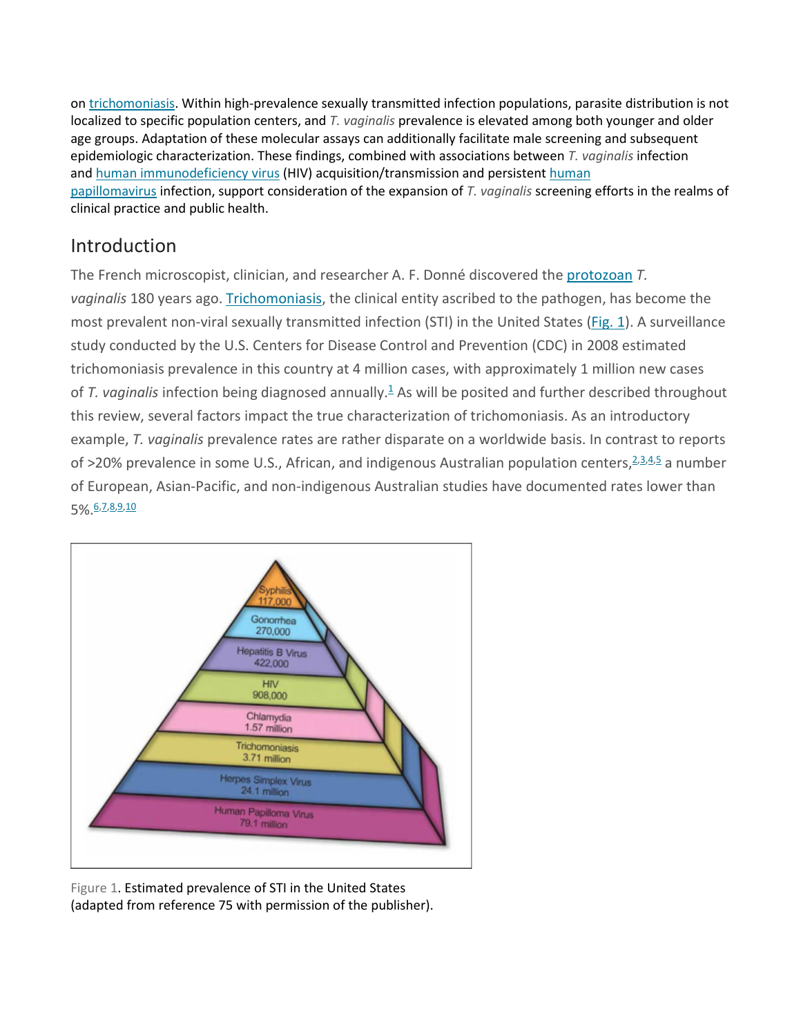on trichomoniasis. Within high-prevalence sexually transmitted infection populations, parasite distribution is not localized to specific population centers, and *T. vaginalis* prevalence is elevated among both younger and older age groups. Adaptation of these molecular assays can additionally facilitate male screening and subsequent epidemiologic characterization. These findings, combined with associations between *T. vaginalis* infection and human immunodeficiency virus (HIV) acquisition/transmission and persistent human papillomavirus infection, support consideration of the expansion of *T. vaginalis* screening efforts in the realms of clinical practice and public health.

## Introduction

The French microscopist, clinician, and researcher A. F. Donné discovered the protozoan *T. vaginalis* 180 years ago. Trichomoniasis, the clinical entity ascribed to the pathogen, has become the most prevalent non-viral sexually transmitted infection (STI) in the United States (Fig. 1). A surveillance study conducted by the U.S. Centers for Disease Control and Prevention (CDC) in 2008 estimated trichomoniasis prevalence in this country at 4 million cases, with approximately 1 million new cases of *T. vaginalis* infection being diagnosed annually.[1] As will be posited and further described throughout this review, several factors impact the true characterization of trichomoniasis. As an introductory example, *T. vaginalis* prevalence rates are rather disparate on a worldwide basis. In contrast to reports of >20% prevalence in some U.S., African, and indigenous Australian population centers,[2,3,4,5] a number of European, Asian-Pacific, and non-indigenous Australian studies have documented rates lower than 5%.[6,7,8,9,10]

Figure 1. Estimated prevalence of STI in the United States (adapted from reference 75 with permission of the publisher).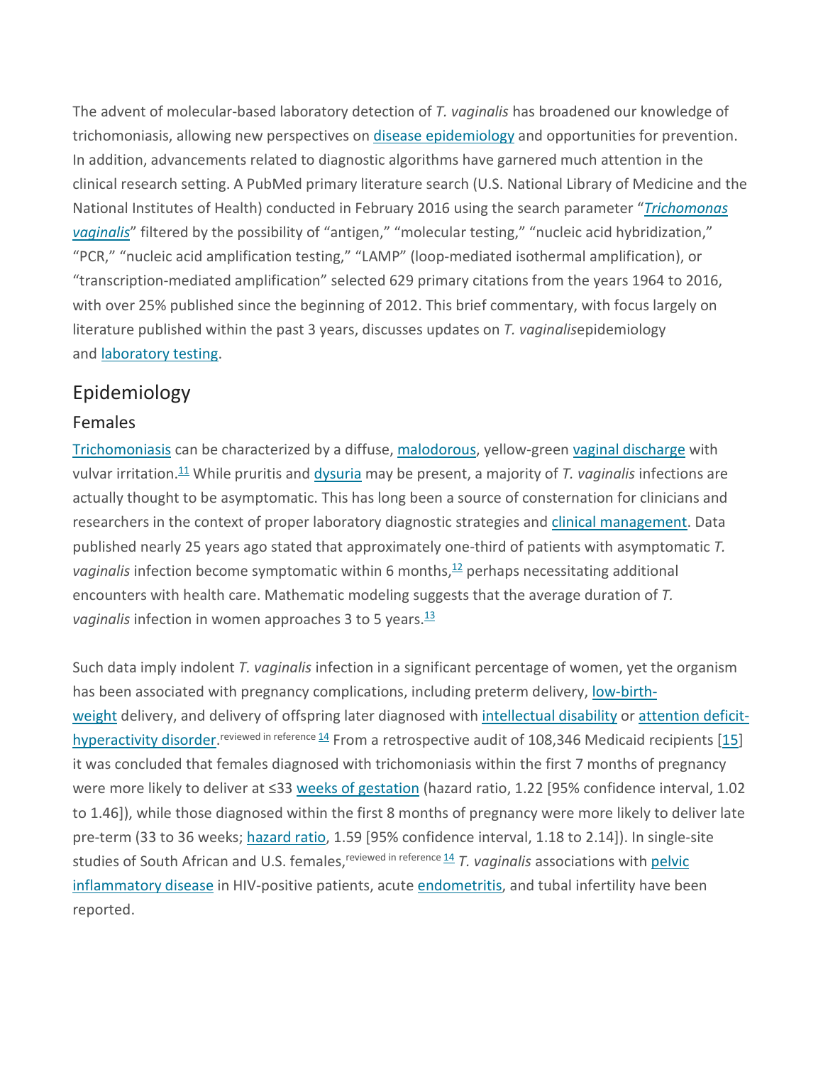The advent of molecular-based laboratory detection of *T. vaginalis* has broadened our knowledge of trichomoniasis, allowing new perspectives on disease epidemiology and opportunities for prevention. In addition, advancements related to diagnostic algorithms have garnered much attention in the clinical research setting. A PubMed primary literature search (U.S. National Library of Medicine and the National Institutes of Health) conducted in February 2016 using the search parameter "*Trichomonas vaginalis*" filtered by the possibility of "antigen," "molecular testing," "nucleic acid hybridization," "PCR," "nucleic acid amplification testing," "LAMP" (loop-mediated isothermal amplification), or "transcription-mediated amplification" selected 629 primary citations from the years 1964 to 2016, with over 25% published since the beginning of 2012. This brief commentary, with focus largely on literature published within the past 3 years, discusses updates on *T. vaginalis*epidemiology and laboratory testing.

## Epidemiology

### Females

Trichomoniasis can be characterized by a diffuse, malodorous, yellow-green vaginal discharge with vulvar irritation.[11] While pruritis and dysuria may be present, a majority of *T. vaginalis* infections are actually thought to be asymptomatic. This has long been a source of consternation for clinicians and researchers in the context of proper laboratory diagnostic strategies and clinical management. Data published nearly 25 years ago stated that approximately one-third of patients with asymptomatic *T. vaginalis* infection become symptomatic within 6 months,[12] perhaps necessitating additional encounters with health care. Mathematic modeling suggests that the average duration of *T. vaginalis* infection in women approaches 3 to 5 years.[13]

Such data imply indolent *T. vaginalis* infection in a significant percentage of women, yet the organism has been associated with pregnancy complications, including preterm delivery, low-birth-weight delivery, and delivery of offspring later diagnosed with intellectual disability or attention deficit-hyperactivity disorder.[reviewed in reference 14] From a retrospective audit of 108,346 Medicaid recipients [15] it was concluded that females diagnosed with trichomoniasis within the first 7 months of pregnancy were more likely to deliver at ≤33 weeks of gestation (hazard ratio, 1.22 [95% confidence interval, 1.02 to 1.46]), while those diagnosed within the first 8 months of pregnancy were more likely to deliver late pre-term (33 to 36 weeks; hazard ratio, 1.59 [95% confidence interval, 1.18 to 2.14]). In single-site studies of South African and U.S. females,[reviewed in reference 14] *T. vaginalis* associations with pelvic inflammatory disease in HIV-positive patients, acute endometritis, and tubal infertility have been reported.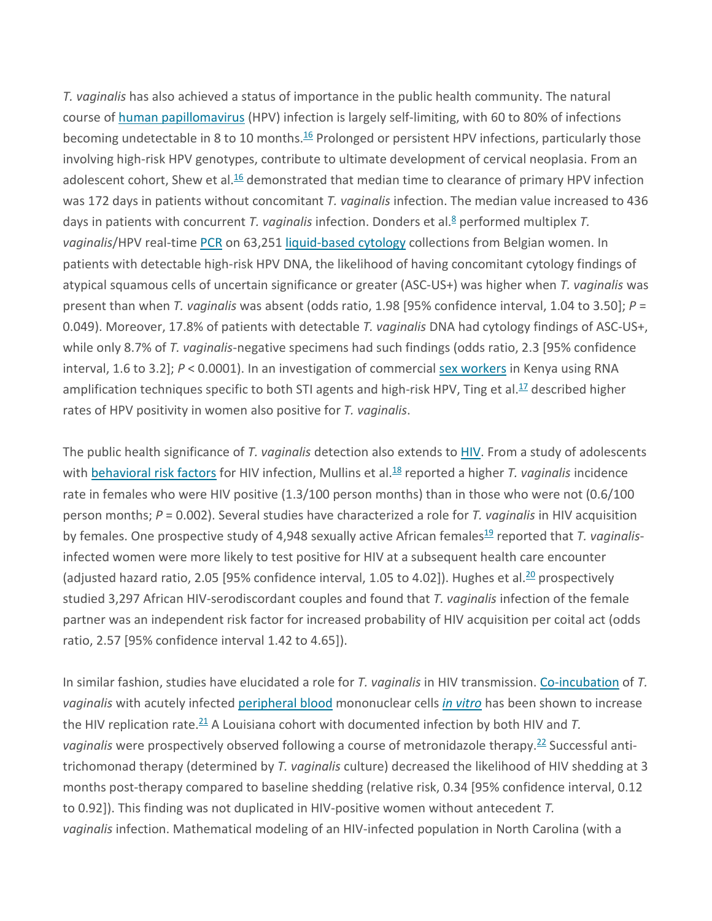*T. vaginalis* has also achieved a status of importance in the public health community. The natural course of human papillomavirus (HPV) infection is largely self-limiting, with 60 to 80% of infections becoming undetectable in 8 to 10 months.[16] Prolonged or persistent HPV infections, particularly those involving high-risk HPV genotypes, contribute to ultimate development of cervical neoplasia. From an adolescent cohort, Shew et al.[16] demonstrated that median time to clearance of primary HPV infection was 172 days in patients without concomitant *T. vaginalis* infection. The median value increased to 436 days in patients with concurrent *T. vaginalis* infection. Donders et al.[8] performed multiplex *T. vaginalis*/HPV real-time PCR on 63,251 liquid-based cytology collections from Belgian women. In patients with detectable high-risk HPV DNA, the likelihood of having concomitant cytology findings of atypical squamous cells of uncertain significance or greater (ASC-US+) was higher when *T. vaginalis* was present than when *T. vaginalis* was absent (odds ratio, 1.98 [95% confidence interval, 1.04 to 3.50]; $P$ = 0.049). Moreover, 17.8% of patients with detectable *T. vaginalis* DNA had cytology findings of ASC-US+, while only 8.7% of *T. vaginalis*-negative specimens had such findings (odds ratio, 2.3 [95% confidence interval, 1.6 to 3.2]; $P < 0.0001$). In an investigation of commercial sex workers in Kenya using RNA amplification techniques specific to both STI agents and high-risk HPV, Ting et al.[17] described higher rates of HPV positivity in women also positive for *T. vaginalis*.

The public health significance of *T. vaginalis* detection also extends to HIV. From a study of adolescents with behavioral risk factors for HIV infection, Mullins et al.[18] reported a higher *T. vaginalis* incidence rate in females who were HIV positive (1.3/100 person months) than in those who were not (0.6/100 person months; $P$ = 0.002). Several studies have characterized a role for *T. vaginalis* in HIV acquisition by females. One prospective study of 4,948 sexually active African females[19] reported that *T. vaginalis*-infected women were more likely to test positive for HIV at a subsequent health care encounter (adjusted hazard ratio, 2.05 [95% confidence interval, 1.05 to 4.02]). Hughes et al.[20] prospectively studied 3,297 African HIV-serodiscordant couples and found that *T. vaginalis* infection of the female partner was an independent risk factor for increased probability of HIV acquisition per coital act (odds ratio, 2.57 [95% confidence interval 1.42 to 4.65]).

In similar fashion, studies have elucidated a role for *T. vaginalis* in HIV transmission. Co-incubation of *T. vaginalis* with acutely infected peripheral blood mononuclear cells *in vitro* has been shown to increase the HIV replication rate.[21] A Louisiana cohort with documented infection by both HIV and *T. vaginalis* were prospectively observed following a course of metronidazole therapy.[22] Successful anti-trichomonad therapy (determined by *T. vaginalis* culture) decreased the likelihood of HIV shedding at 3 months post-therapy compared to baseline shedding (relative risk, 0.34 [95% confidence interval, 0.12 to 0.92]). This finding was not duplicated in HIV-positive women without antecedent *T. vaginalis* infection. Mathematical modeling of an HIV-infected population in North Carolina (with a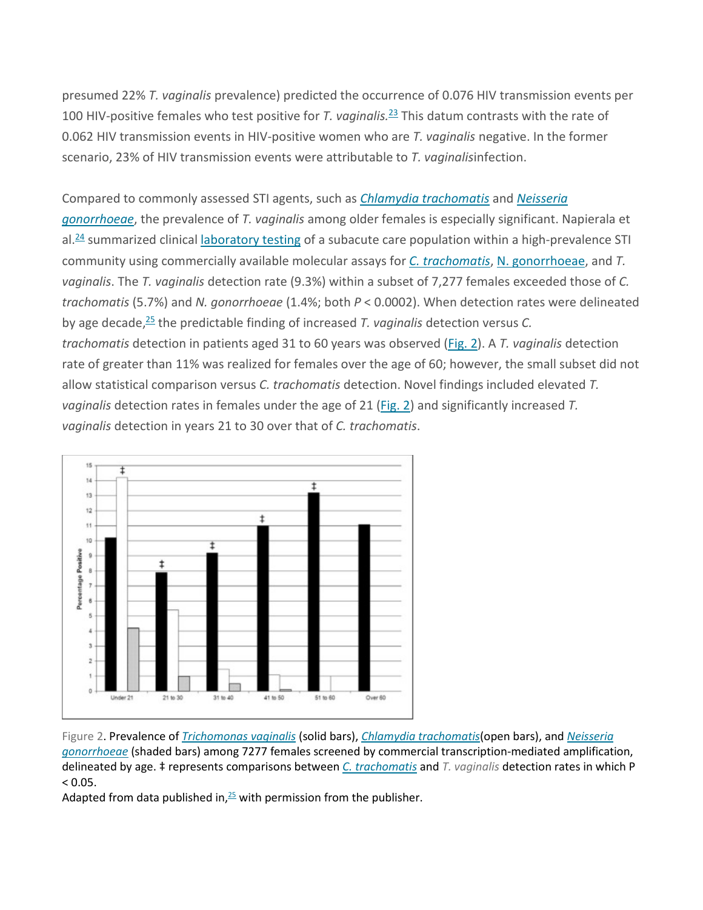presumed 22% *T. vaginalis* prevalence) predicted the occurrence of 0.076 HIV transmission events per 100 HIV-positive females who test positive for *T. vaginalis*.[23] This datum contrasts with the rate of 0.062 HIV transmission events in HIV-positive women who are *T. vaginalis* negative. In the former scenario, 23% of HIV transmission events were attributable to *T. vaginalis*infection.

Compared to commonly assessed STI agents, such as *Chlamydia trachomatis* and *Neisseria gonorrhoeae*, the prevalence of *T. vaginalis* among older females is especially significant. Napierala et al.[24] summarized clinical laboratory testing of a subacute care population within a high-prevalence STI community using commercially available molecular assays for *C. trachomatis*, N. gonorrhoeae, and *T. vaginalis*. The *T. vaginalis* detection rate (9.3%) within a subset of 7,277 females exceeded those of *C. trachomatis* (5.7%) and *N. gonorrhoeae* (1.4%; both $P < 0.0002$). When detection rates were delineated by age decade,[25] the predictable finding of increased *T. vaginalis* detection versus *C. trachomatis* detection in patients aged 31 to 60 years was observed (Fig. 2). A *T. vaginalis* detection rate of greater than 11% was realized for females over the age of 60; however, the small subset did not allow statistical comparison versus *C. trachomatis* detection. Novel findings included elevated *T. vaginalis* detection rates in females under the age of 21 (Fig. 2) and significantly increased *T. vaginalis* detection in years 21 to 30 over that of *C. trachomatis*.

Figure 2. Prevalence of *Trichomonas vaginalis* (solid bars), *Chlamydia trachomatis*(open bars), and *Neisseria gonorrhoeae* (shaded bars) among 7277 females screened by commercial transcription-mediated amplification, delineated by age. ‡ represents comparisons between *C. trachomatis* and *T. vaginalis* detection rates in which $P < 0.05$.

Adapted from data published in,[25] with permission from the publisher.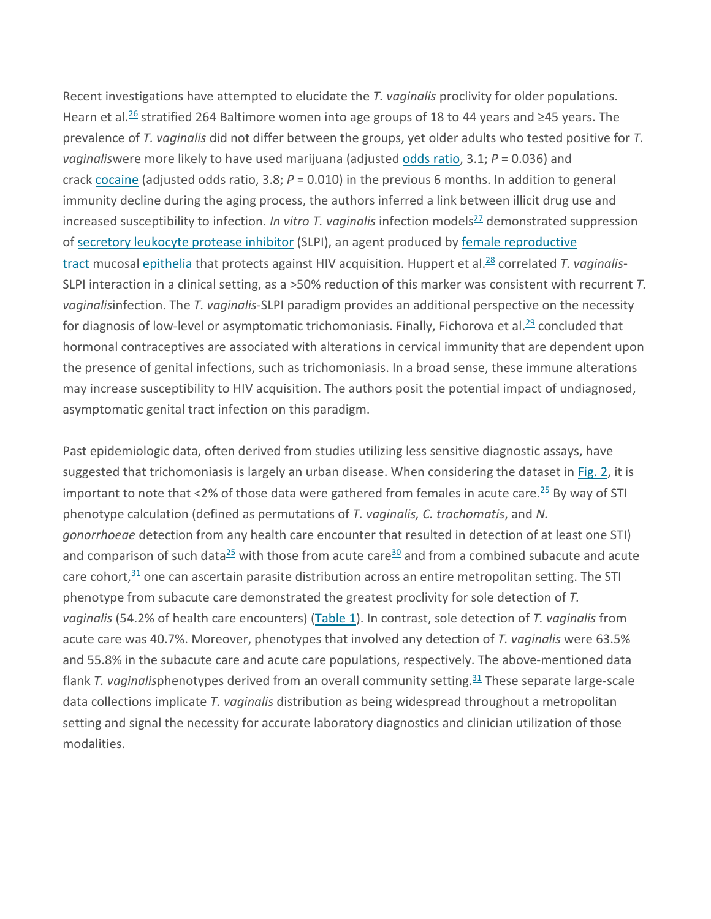Recent investigations have attempted to elucidate the *T. vaginalis* proclivity for older populations. Hearn et al.[26] stratified 264 Baltimore women into age groups of 18 to 44 years and ≥45 years. The prevalence of *T. vaginalis* did not differ between the groups, yet older adults who tested positive for *T. vaginalis*were more likely to have used marijuana (adjusted odds ratio, 3.1; $P = 0.036$) and crack cocaine (adjusted odds ratio, 3.8; $P = 0.010$) in the previous 6 months. In addition to general immunity decline during the aging process, the authors inferred a link between illicit drug use and increased susceptibility to infection. *In vitro T. vaginalis* infection models[27] demonstrated suppression of secretory leukocyte protease inhibitor (SLPI), an agent produced by female reproductive tract mucosal epithelia that protects against HIV acquisition. Huppert et al.[28] correlated *T. vaginalis*-SLPI interaction in a clinical setting, as a >50% reduction of this marker was consistent with recurrent *T. vaginalis*infection. The *T. vaginalis*-SLPI paradigm provides an additional perspective on the necessity for diagnosis of low-level or asymptomatic trichomoniasis. Finally, Fichorova et al.[29] concluded that hormonal contraceptives are associated with alterations in cervical immunity that are dependent upon the presence of genital infections, such as trichomoniasis. In a broad sense, these immune alterations may increase susceptibility to HIV acquisition. The authors posit the potential impact of undiagnosed, asymptomatic genital tract infection on this paradigm.

Past epidemiologic data, often derived from studies utilizing less sensitive diagnostic assays, have suggested that trichomoniasis is largely an urban disease. When considering the dataset in Fig. 2, it is important to note that <2% of those data were gathered from females in acute care.[25] By way of STI phenotype calculation (defined as permutations of *T. vaginalis, C. trachomatis*, and *N. gonorrhoeae* detection from any health care encounter that resulted in detection of at least one STI) and comparison of such data[25] with those from acute care[30] and from a combined subacute and acute care cohort,[31] one can ascertain parasite distribution across an entire metropolitan setting. The STI phenotype from subacute care demonstrated the greatest proclivity for sole detection of *T. vaginalis* (54.2% of health care encounters) (Table 1). In contrast, sole detection of *T. vaginalis* from acute care was 40.7%. Moreover, phenotypes that involved any detection of *T. vaginalis* were 63.5% and 55.8% in the subacute care and acute care populations, respectively. The above-mentioned data flank *T. vaginalis*phenotypes derived from an overall community setting.[31] These separate large-scale data collections implicate *T. vaginalis* distribution as being widespread throughout a metropolitan setting and signal the necessity for accurate laboratory diagnostics and clinician utilization of those modalities.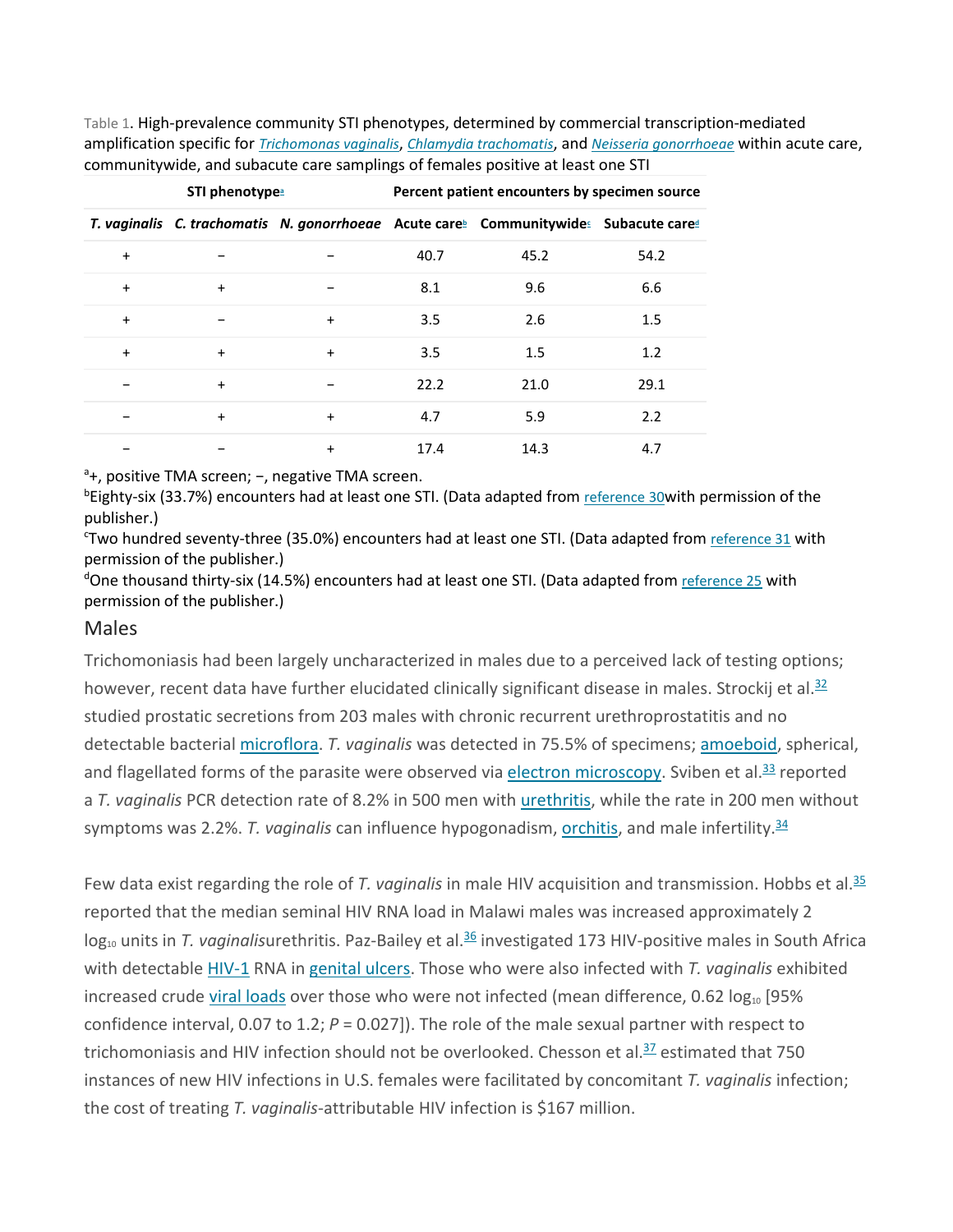Table 1. High-prevalence community STI phenotypes, determined by commercial transcription-mediated amplification specific for *Trichomonas vaginalis*, *Chlamydia trachomatis*, and *Neisseria gonorrhoeae* within acute care, communitywide, and subacute care samplings of females positive at least one STI

| STI phenotype[a] | | | Percent patient encounters by specimen source | | |
|---|---|---|---|---|---|
| *T. vaginalis* | *C. trachomatis* | *N. gonorrhoeae* | Acute care[b] | Communitywide[c] | Subacute care[d] |
| + | − | − | 40.7 | 45.2 | 54.2 |
| + | + | − | 8.1 | 9.6 | 6.6 |
| + | − | + | 3.5 | 2.6 | 1.5 |
| + | + | + | 3.5 | 1.5 | 1.2 |
| − | + | − | 22.2 | 21.0 | 29.1 |
| − | + | + | 4.7 | 5.9 | 2.2 |
| − | − | + | 17.4 | 14.3 | 4.7 |

[a]+, positive TMA screen; −, negative TMA screen.

[b]Eighty-six (33.7%) encounters had at least one STI. (Data adapted from reference 30with permission of the publisher.)

[c]Two hundred seventy-three (35.0%) encounters had at least one STI. (Data adapted from reference 31 with permission of the publisher.)

[d]One thousand thirty-six (14.5%) encounters had at least one STI. (Data adapted from reference 25 with permission of the publisher.)

## Males

Trichomoniasis had been largely uncharacterized in males due to a perceived lack of testing options; however, recent data have further elucidated clinically significant disease in males. Strockij et al.[32] studied prostatic secretions from 203 males with chronic recurrent urethroprostatitis and no detectable bacterial microflora. *T. vaginalis* was detected in 75.5% of specimens; amoeboid, spherical, and flagellated forms of the parasite were observed via electron microscopy. Sviben et al.[33] reported a *T. vaginalis* PCR detection rate of 8.2% in 500 men with urethritis, while the rate in 200 men without symptoms was 2.2%. *T. vaginalis* can influence hypogonadism, orchitis, and male infertility.[34]

Few data exist regarding the role of *T. vaginalis* in male HIV acquisition and transmission. Hobbs et al.[35] reported that the median seminal HIV RNA load in Malawi males was increased approximately 2 $\log_{10}$ units in *T. vaginalis*urethritis. Paz-Bailey et al.[36] investigated 173 HIV-positive males in South Africa with detectable HIV-1 RNA in genital ulcers. Those who were also infected with *T. vaginalis* exhibited increased crude viral loads over those who were not infected (mean difference, 0.62 $\log_{10}$ [95% confidence interval, 0.07 to 1.2; $P = 0.027$]). The role of the male sexual partner with respect to trichomoniasis and HIV infection should not be overlooked. Chesson et al.[37] estimated that 750 instances of new HIV infections in U.S. females were facilitated by concomitant *T. vaginalis* infection; the cost of treating *T. vaginalis*-attributable HIV infection is $167 million.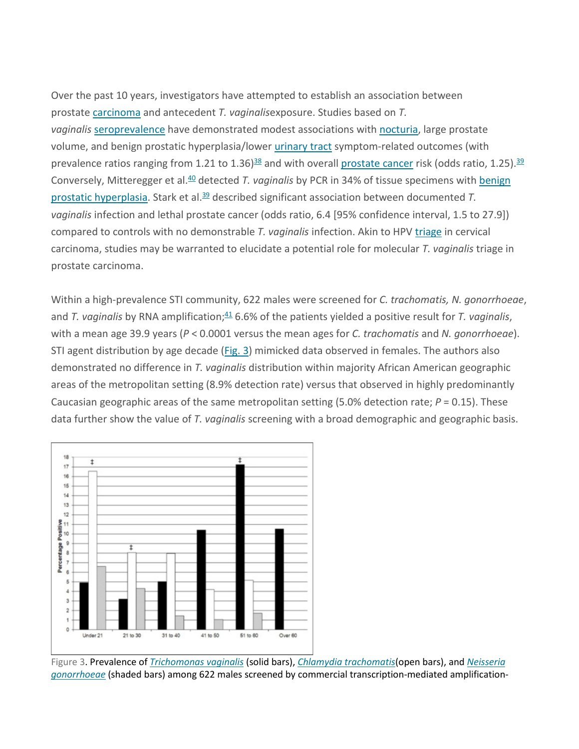Over the past 10 years, investigators have attempted to establish an association between prostate carcinoma and antecedent *T. vaginalis*exposure. Studies based on *T. vaginalis* seroprevalence have demonstrated modest associations with nocturia, large prostate volume, and benign prostatic hyperplasia/lower urinary tract symptom-related outcomes (with prevalence ratios ranging from 1.21 to 1.36)[38] and with overall prostate cancer risk (odds ratio, 1.25).[39] Conversely, Mitteregger et al.[40] detected *T. vaginalis* by PCR in 34% of tissue specimens with benign prostatic hyperplasia. Stark et al.[39] described significant association between documented *T. vaginalis* infection and lethal prostate cancer (odds ratio, 6.4 [95% confidence interval, 1.5 to 27.9]) compared to controls with no demonstrable *T. vaginalis* infection. Akin to HPV triage in cervical carcinoma, studies may be warranted to elucidate a potential role for molecular *T. vaginalis* triage in prostate carcinoma.

Within a high-prevalence STI community, 622 males were screened for *C. trachomatis, N. gonorrhoeae*, and *T. vaginalis* by RNA amplification;[41] 6.6% of the patients yielded a positive result for *T. vaginalis*, with a mean age 39.9 years ($P < 0.0001$ versus the mean ages for *C. trachomatis* and *N. gonorrhoeae*). STI agent distribution by age decade (Fig. 3) mimicked data observed in females. The authors also demonstrated no difference in *T. vaginalis* distribution within majority African American geographic areas of the metropolitan setting (8.9% detection rate) versus that observed in highly predominantly Caucasian geographic areas of the same metropolitan setting (5.0% detection rate; $P = 0.15$). These data further show the value of *T. vaginalis* screening with a broad demographic and geographic basis.

Figure 3. Prevalence of *Trichomonas vaginalis* (solid bars), *Chlamydia trachomatis*(open bars), and *Neisseria gonorrhoeae* (shaded bars) among 622 males screened by commercial transcription-mediated amplification-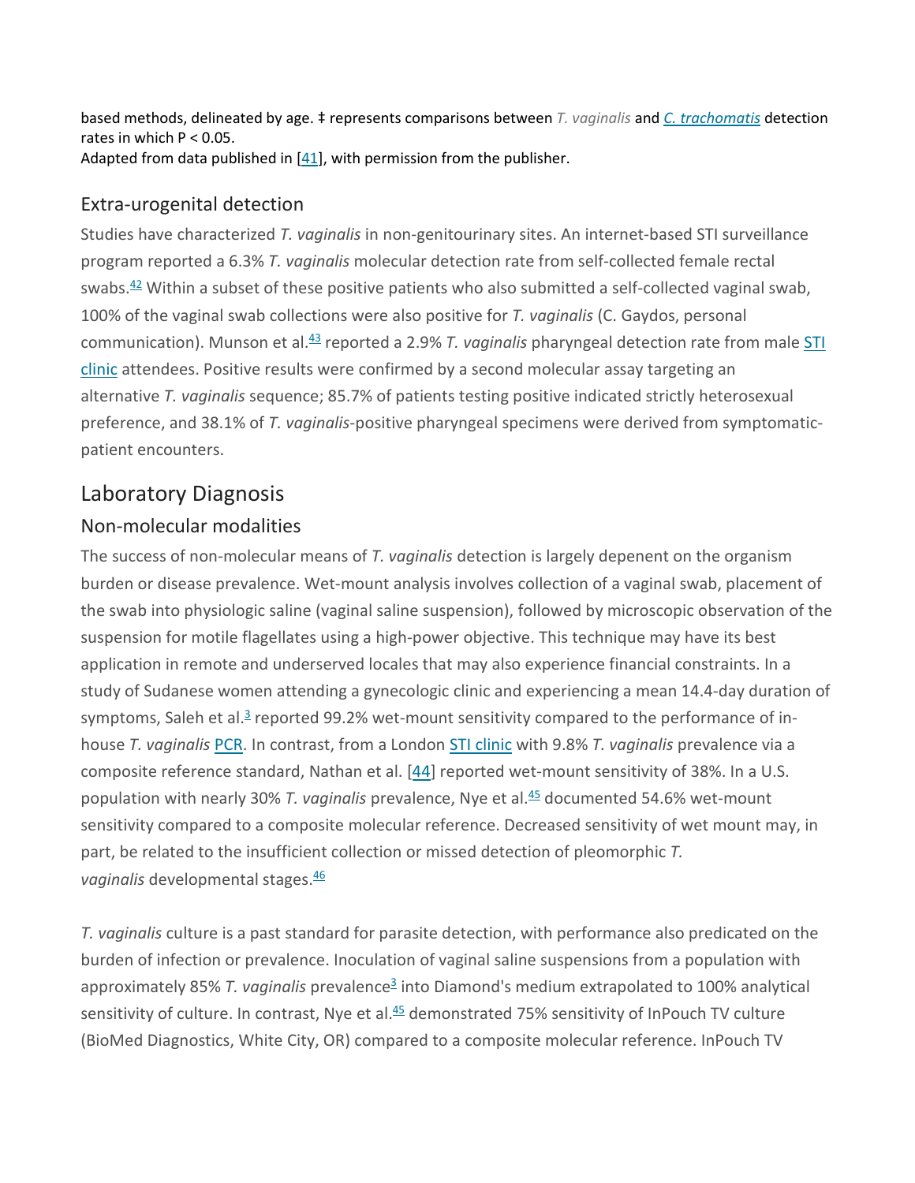based methods, delineated by age. ‡ represents comparisons between *T. vaginalis* and *C. trachomatis* detection rates in which P < 0.05.
Adapted from data published in [41], with permission from the publisher.

### Extra-urogenital detection

Studies have characterized *T. vaginalis* in non-genitourinary sites. An internet-based STI surveillance program reported a 6.3% *T. vaginalis* molecular detection rate from self-collected female rectal swabs.[42] Within a subset of these positive patients who also submitted a self-collected vaginal swab, 100% of the vaginal swab collections were also positive for *T. vaginalis* (C. Gaydos, personal communication). Munson et al.[43] reported a 2.9% *T. vaginalis* pharyngeal detection rate from male STI clinic attendees. Positive results were confirmed by a second molecular assay targeting an alternative *T. vaginalis* sequence; 85.7% of patients testing positive indicated strictly heterosexual preference, and 38.1% of *T. vaginalis*-positive pharyngeal specimens were derived from symptomatic-patient encounters.

## Laboratory Diagnosis

### Non-molecular modalities

The success of non-molecular means of *T. vaginalis* detection is largely depenent on the organism burden or disease prevalence. Wet-mount analysis involves collection of a vaginal swab, placement of the swab into physiologic saline (vaginal saline suspension), followed by microscopic observation of the suspension for motile flagellates using a high-power objective. This technique may have its best application in remote and underserved locales that may also experience financial constraints. In a study of Sudanese women attending a gynecologic clinic and experiencing a mean 14.4-day duration of symptoms, Saleh et al.[3] reported 99.2% wet-mount sensitivity compared to the performance of in-house *T. vaginalis* PCR. In contrast, from a London STI clinic with 9.8% *T. vaginalis* prevalence via a composite reference standard, Nathan et al. [44] reported wet-mount sensitivity of 38%. In a U.S. population with nearly 30% *T. vaginalis* prevalence, Nye et al.[45] documented 54.6% wet-mount sensitivity compared to a composite molecular reference. Decreased sensitivity of wet mount may, in part, be related to the insufficient collection or missed detection of pleomorphic *T. vaginalis* developmental stages.[46]

*T. vaginalis* culture is a past standard for parasite detection, with performance also predicated on the burden of infection or prevalence. Inoculation of vaginal saline suspensions from a population with approximately 85% *T. vaginalis* prevalence[3] into Diamond's medium extrapolated to 100% analytical sensitivity of culture. In contrast, Nye et al.[45] demonstrated 75% sensitivity of InPouch TV culture (BioMed Diagnostics, White City, OR) compared to a composite molecular reference. InPouch TV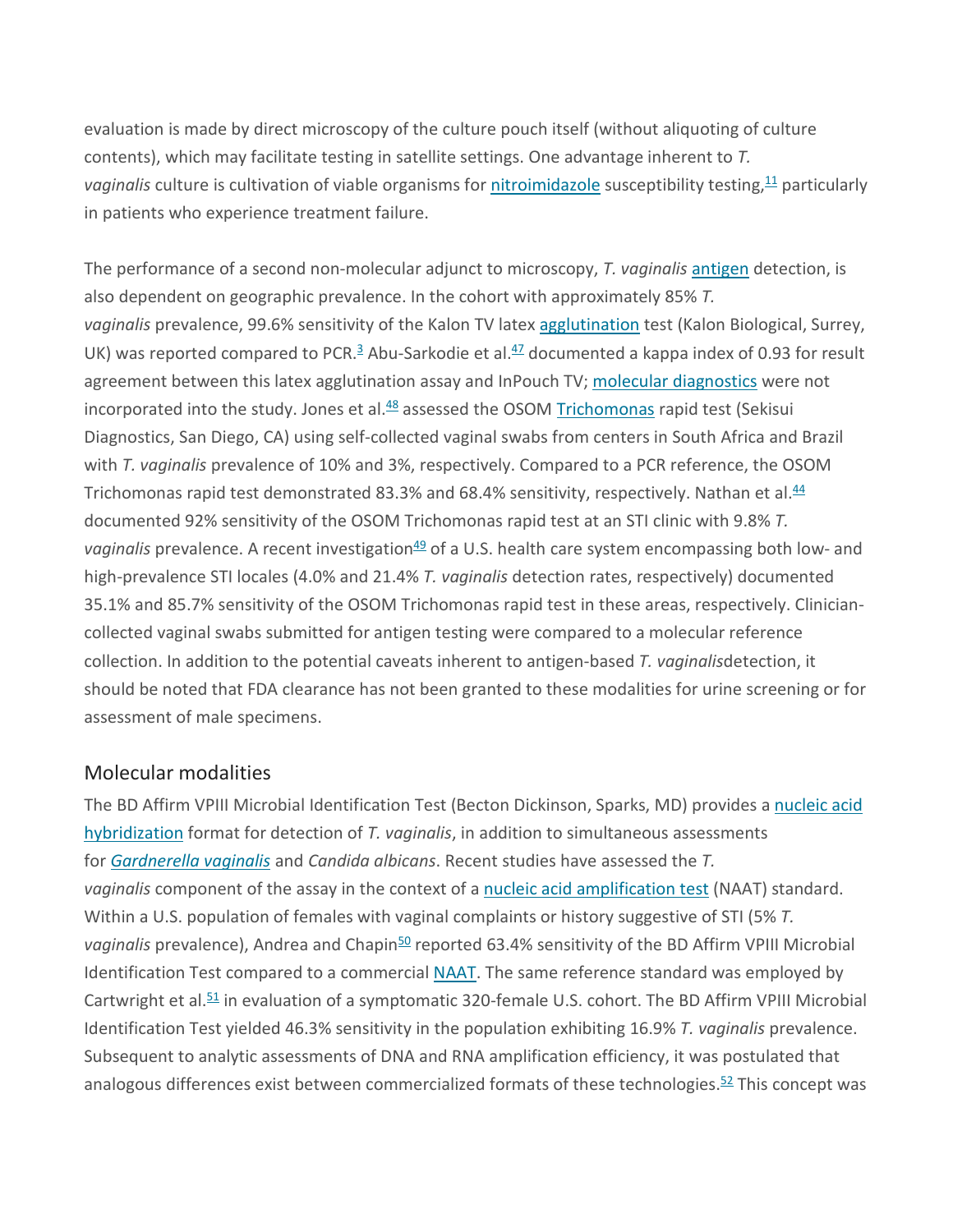evaluation is made by direct microscopy of the culture pouch itself (without aliquoting of culture contents), which may facilitate testing in satellite settings. One advantage inherent to *T. vaginalis* culture is cultivation of viable organisms for nitroimidazole susceptibility testing,[11] particularly in patients who experience treatment failure.

The performance of a second non-molecular adjunct to microscopy, *T. vaginalis* antigen detection, is also dependent on geographic prevalence. In the cohort with approximately 85% *T. vaginalis* prevalence, 99.6% sensitivity of the Kalon TV latex agglutination test (Kalon Biological, Surrey, UK) was reported compared to PCR.[3] Abu-Sarkodie et al.[47] documented a kappa index of 0.93 for result agreement between this latex agglutination assay and InPouch TV; molecular diagnostics were not incorporated into the study. Jones et al.[48] assessed the OSOM Trichomonas rapid test (Sekisui Diagnostics, San Diego, CA) using self-collected vaginal swabs from centers in South Africa and Brazil with *T. vaginalis* prevalence of 10% and 3%, respectively. Compared to a PCR reference, the OSOM Trichomonas rapid test demonstrated 83.3% and 68.4% sensitivity, respectively. Nathan et al.[44] documented 92% sensitivity of the OSOM Trichomonas rapid test at an STI clinic with 9.8% *T. vaginalis* prevalence. A recent investigation[49] of a U.S. health care system encompassing both low- and high-prevalence STI locales (4.0% and 21.4% *T. vaginalis* detection rates, respectively) documented 35.1% and 85.7% sensitivity of the OSOM Trichomonas rapid test in these areas, respectively. Clinician-collected vaginal swabs submitted for antigen testing were compared to a molecular reference collection. In addition to the potential caveats inherent to antigen-based *T. vaginalis*detection, it should be noted that FDA clearance has not been granted to these modalities for urine screening or for assessment of male specimens.

## Molecular modalities

The BD Affirm VPIII Microbial Identification Test (Becton Dickinson, Sparks, MD) provides a nucleic acid hybridization format for detection of *T. vaginalis*, in addition to simultaneous assessments for *Gardnerella vaginalis* and *Candida albicans*. Recent studies have assessed the *T. vaginalis* component of the assay in the context of a nucleic acid amplification test (NAAT) standard. Within a U.S. population of females with vaginal complaints or history suggestive of STI (5% *T. vaginalis* prevalence), Andrea and Chapin[50] reported 63.4% sensitivity of the BD Affirm VPIII Microbial Identification Test compared to a commercial NAAT. The same reference standard was employed by Cartwright et al.[51] in evaluation of a symptomatic 320-female U.S. cohort. The BD Affirm VPIII Microbial Identification Test yielded 46.3% sensitivity in the population exhibiting 16.9% *T. vaginalis* prevalence. Subsequent to analytic assessments of DNA and RNA amplification efficiency, it was postulated that analogous differences exist between commercialized formats of these technologies.[52] This concept was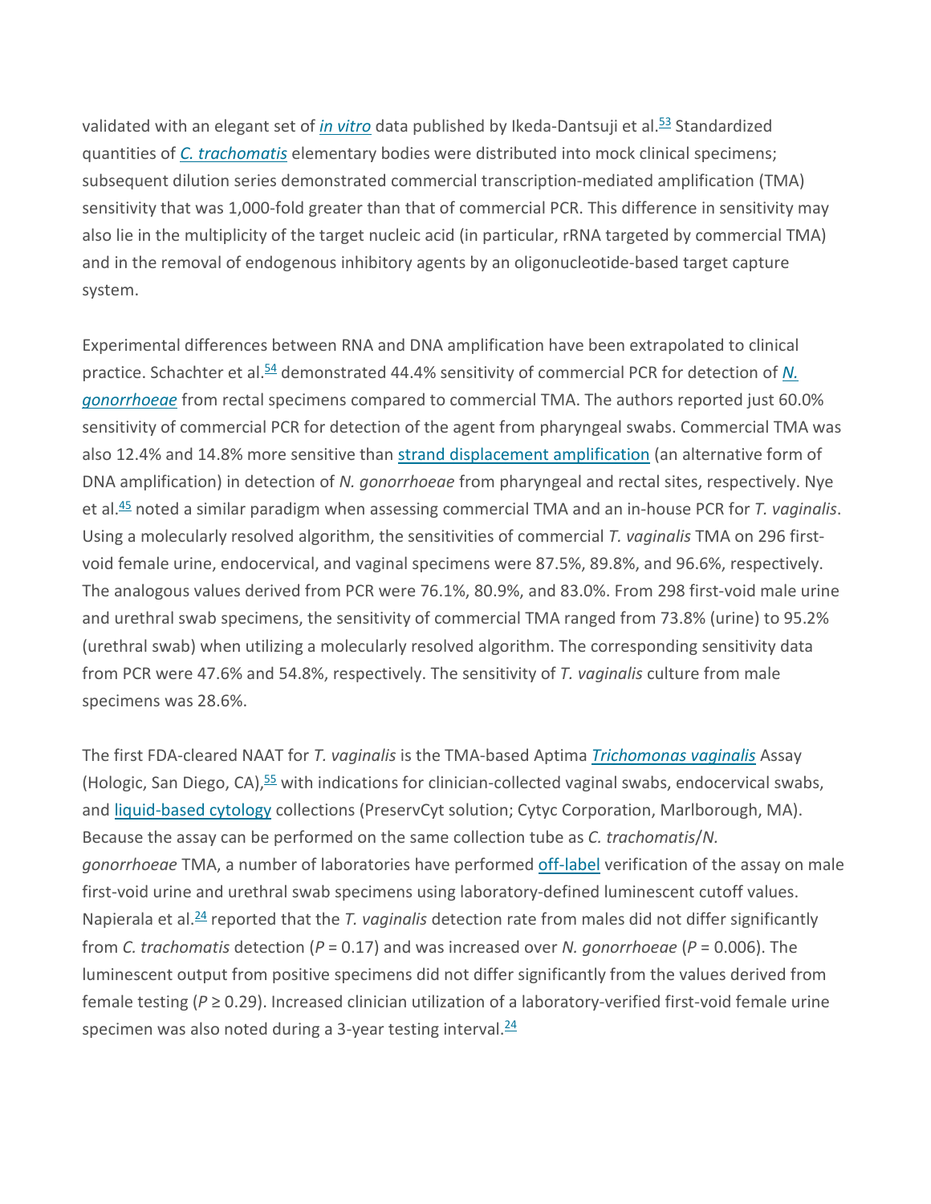validated with an elegant set of *in vitro* data published by Ikeda-Dantsuji et al.[53] Standardized quantities of *C. trachomatis* elementary bodies were distributed into mock clinical specimens; subsequent dilution series demonstrated commercial transcription-mediated amplification (TMA) sensitivity that was 1,000-fold greater than that of commercial PCR. This difference in sensitivity may also lie in the multiplicity of the target nucleic acid (in particular, rRNA targeted by commercial TMA) and in the removal of endogenous inhibitory agents by an oligonucleotide-based target capture system.

Experimental differences between RNA and DNA amplification have been extrapolated to clinical practice. Schachter et al.[54] demonstrated 44.4% sensitivity of commercial PCR for detection of *N. gonorrhoeae* from rectal specimens compared to commercial TMA. The authors reported just 60.0% sensitivity of commercial PCR for detection of the agent from pharyngeal swabs. Commercial TMA was also 12.4% and 14.8% more sensitive than strand displacement amplification (an alternative form of DNA amplification) in detection of *N. gonorrhoeae* from pharyngeal and rectal sites, respectively. Nye et al.[45] noted a similar paradigm when assessing commercial TMA and an in-house PCR for *T. vaginalis*. Using a molecularly resolved algorithm, the sensitivities of commercial *T. vaginalis* TMA on 296 first-void female urine, endocervical, and vaginal specimens were 87.5%, 89.8%, and 96.6%, respectively. The analogous values derived from PCR were 76.1%, 80.9%, and 83.0%. From 298 first-void male urine and urethral swab specimens, the sensitivity of commercial TMA ranged from 73.8% (urine) to 95.2% (urethral swab) when utilizing a molecularly resolved algorithm. The corresponding sensitivity data from PCR were 47.6% and 54.8%, respectively. The sensitivity of *T. vaginalis* culture from male specimens was 28.6%.

The first FDA-cleared NAAT for *T. vaginalis* is the TMA-based Aptima *Trichomonas vaginalis* Assay (Hologic, San Diego, CA),[55] with indications for clinician-collected vaginal swabs, endocervical swabs, and liquid-based cytology collections (PreservCyt solution; Cytyc Corporation, Marlborough, MA). Because the assay can be performed on the same collection tube as *C. trachomatis*/*N. gonorrhoeae* TMA, a number of laboratories have performed off-label verification of the assay on male first-void urine and urethral swab specimens using laboratory-defined luminescent cutoff values. Napierala et al.[24] reported that the *T. vaginalis* detection rate from males did not differ significantly from *C. trachomatis* detection ($P = 0.17$) and was increased over *N. gonorrhoeae* ($P = 0.006$). The luminescent output from positive specimens did not differ significantly from the values derived from female testing ($P \geq 0.29$). Increased clinician utilization of a laboratory-verified first-void female urine specimen was also noted during a 3-year testing interval.[24]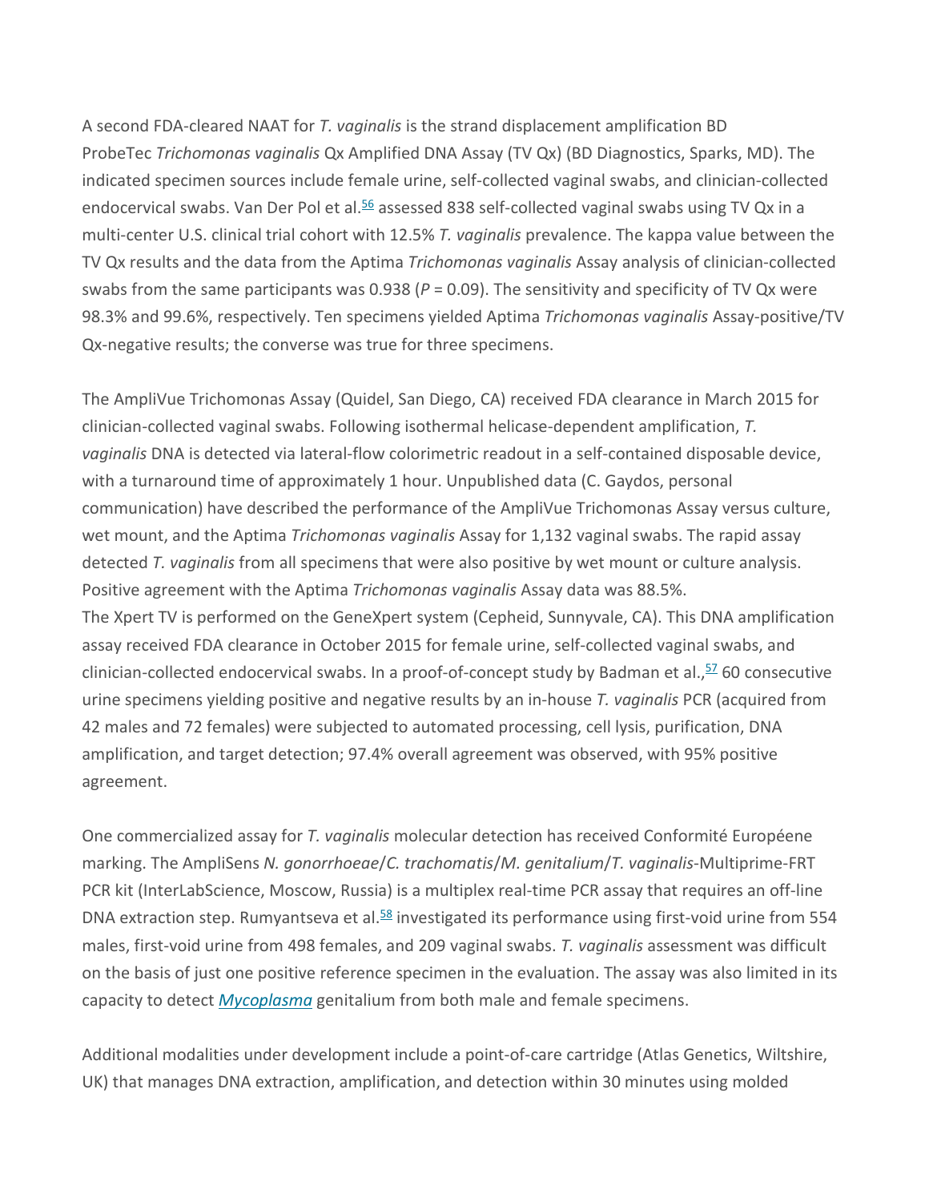A second FDA-cleared NAAT for *T. vaginalis* is the strand displacement amplification BD ProbeTec *Trichomonas vaginalis* Qx Amplified DNA Assay (TV Qx) (BD Diagnostics, Sparks, MD). The indicated specimen sources include female urine, self-collected vaginal swabs, and clinician-collected endocervical swabs. Van Der Pol et al.[56] assessed 838 self-collected vaginal swabs using TV Qx in a multi-center U.S. clinical trial cohort with 12.5% *T. vaginalis* prevalence. The kappa value between the TV Qx results and the data from the Aptima *Trichomonas vaginalis* Assay analysis of clinician-collected swabs from the same participants was 0.938 ($P = 0.09$). The sensitivity and specificity of TV Qx were 98.3% and 99.6%, respectively. Ten specimens yielded Aptima *Trichomonas vaginalis* Assay-positive/TV Qx-negative results; the converse was true for three specimens.

The AmpliVue Trichomonas Assay (Quidel, San Diego, CA) received FDA clearance in March 2015 for clinician-collected vaginal swabs. Following isothermal helicase-dependent amplification, *T. vaginalis* DNA is detected via lateral-flow colorimetric readout in a self-contained disposable device, with a turnaround time of approximately 1 hour. Unpublished data (C. Gaydos, personal communication) have described the performance of the AmpliVue Trichomonas Assay versus culture, wet mount, and the Aptima *Trichomonas vaginalis* Assay for 1,132 vaginal swabs. The rapid assay detected *T. vaginalis* from all specimens that were also positive by wet mount or culture analysis. Positive agreement with the Aptima *Trichomonas vaginalis* Assay data was 88.5%.

The Xpert TV is performed on the GeneXpert system (Cepheid, Sunnyvale, CA). This DNA amplification assay received FDA clearance in October 2015 for female urine, self-collected vaginal swabs, and clinician-collected endocervical swabs. In a proof-of-concept study by Badman et al.,[57] 60 consecutive urine specimens yielding positive and negative results by an in-house *T. vaginalis* PCR (acquired from 42 males and 72 females) were subjected to automated processing, cell lysis, purification, DNA amplification, and target detection; 97.4% overall agreement was observed, with 95% positive agreement.

One commercialized assay for *T. vaginalis* molecular detection has received Conformité Européene marking. The AmpliSens *N. gonorrhoeae*/*C. trachomatis*/*M. genitalium*/*T. vaginalis*-Multiprime-FRT PCR kit (InterLabScience, Moscow, Russia) is a multiplex real-time PCR assay that requires an off-line DNA extraction step. Rumyantseva et al.[58] investigated its performance using first-void urine from 554 males, first-void urine from 498 females, and 209 vaginal swabs. *T. vaginalis* assessment was difficult on the basis of just one positive reference specimen in the evaluation. The assay was also limited in its capacity to detect *Mycoplasma* genitalium from both male and female specimens.

Additional modalities under development include a point-of-care cartridge (Atlas Genetics, Wiltshire, UK) that manages DNA extraction, amplification, and detection within 30 minutes using molded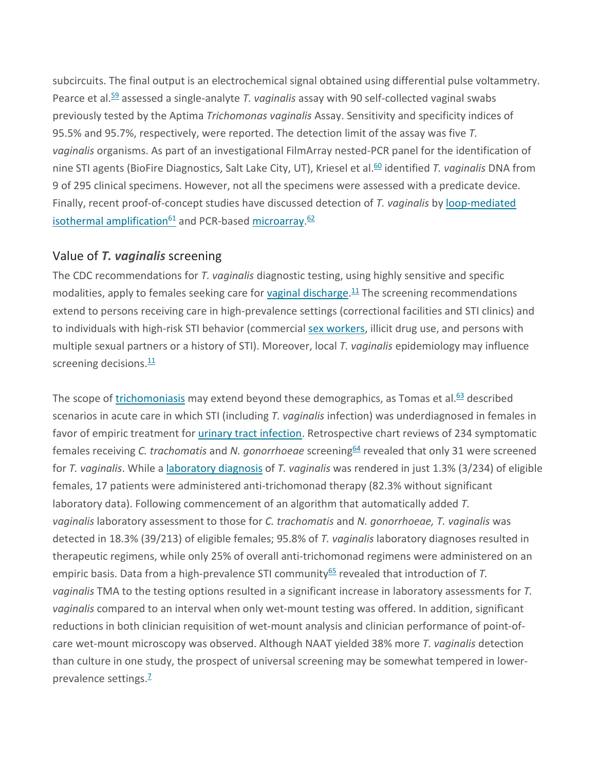subcircuits. The final output is an electrochemical signal obtained using differential pulse voltammetry. Pearce et al.[59] assessed a single-analyte *T. vaginalis* assay with 90 self-collected vaginal swabs previously tested by the Aptima *Trichomonas vaginalis* Assay. Sensitivity and specificity indices of 95.5% and 95.7%, respectively, were reported. The detection limit of the assay was five *T. vaginalis* organisms. As part of an investigational FilmArray nested-PCR panel for the identification of nine STI agents (BioFire Diagnostics, Salt Lake City, UT), Kriesel et al.[60] identified *T. vaginalis* DNA from 9 of 295 clinical specimens. However, not all the specimens were assessed with a predicate device. Finally, recent proof-of-concept studies have discussed detection of *T. vaginalis* by loop-mediated isothermal amplification[61] and PCR-based microarray.[62]

## Value of *T. vaginalis* screening

The CDC recommendations for *T. vaginalis* diagnostic testing, using highly sensitive and specific modalities, apply to females seeking care for vaginal discharge.[11] The screening recommendations extend to persons receiving care in high-prevalence settings (correctional facilities and STI clinics) and to individuals with high-risk STI behavior (commercial sex workers, illicit drug use, and persons with multiple sexual partners or a history of STI). Moreover, local *T. vaginalis* epidemiology may influence screening decisions.[11]

The scope of trichomoniasis may extend beyond these demographics, as Tomas et al.[63] described scenarios in acute care in which STI (including *T. vaginalis* infection) was underdiagnosed in females in favor of empiric treatment for urinary tract infection. Retrospective chart reviews of 234 symptomatic females receiving *C. trachomatis* and *N. gonorrhoeae* screening[64] revealed that only 31 were screened for *T. vaginalis*. While a laboratory diagnosis of *T. vaginalis* was rendered in just 1.3% (3/234) of eligible females, 17 patients were administered anti-trichomonad therapy (82.3% without significant laboratory data). Following commencement of an algorithm that automatically added *T. vaginalis* laboratory assessment to those for *C. trachomatis* and *N. gonorrhoeae, T. vaginalis* was detected in 18.3% (39/213) of eligible females; 95.8% of *T. vaginalis* laboratory diagnoses resulted in therapeutic regimens, while only 25% of overall anti-trichomonad regimens were administered on an empiric basis. Data from a high-prevalence STI community[65] revealed that introduction of *T. vaginalis* TMA to the testing options resulted in a significant increase in laboratory assessments for *T. vaginalis* compared to an interval when only wet-mount testing was offered. In addition, significant reductions in both clinician requisition of wet-mount analysis and clinician performance of point-of-care wet-mount microscopy was observed. Although NAAT yielded 38% more *T. vaginalis* detection than culture in one study, the prospect of universal screening may be somewhat tempered in lower-prevalence settings.[7]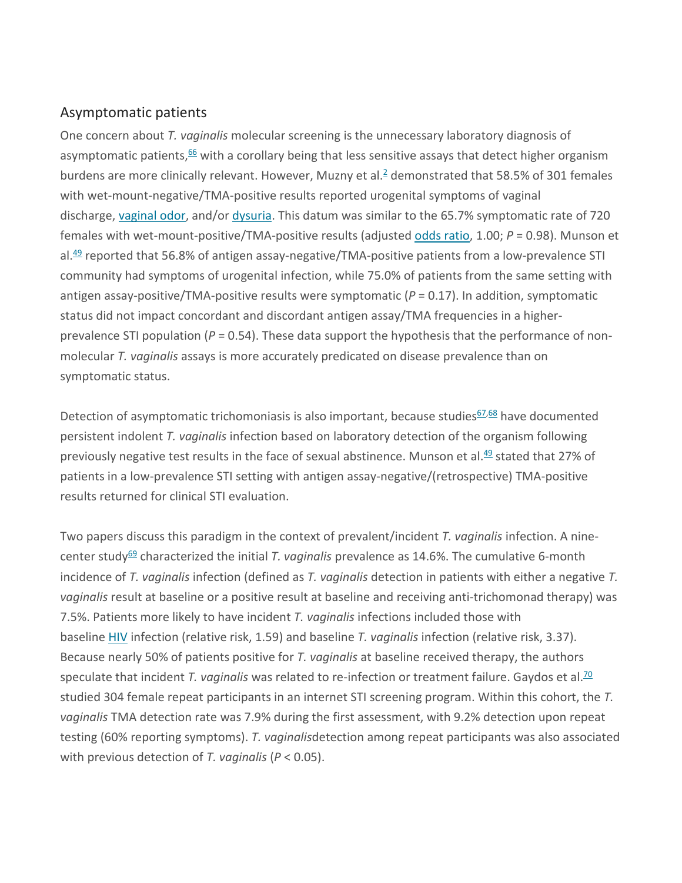## Asymptomatic patients

One concern about *T. vaginalis* molecular screening is the unnecessary laboratory diagnosis of asymptomatic patients,[66] with a corollary being that less sensitive assays that detect higher organism burdens are more clinically relevant. However, Muzny et al.[2] demonstrated that 58.5% of 301 females with wet-mount-negative/TMA-positive results reported urogenital symptoms of vaginal discharge, vaginal odor, and/or dysuria. This datum was similar to the 65.7% symptomatic rate of 720 females with wet-mount-positive/TMA-positive results (adjusted odds ratio, 1.00; $P = 0.98$). Munson et al.[49] reported that 56.8% of antigen assay-negative/TMA-positive patients from a low-prevalence STI community had symptoms of urogenital infection, while 75.0% of patients from the same setting with antigen assay-positive/TMA-positive results were symptomatic ($P = 0.17$). In addition, symptomatic status did not impact concordant and discordant antigen assay/TMA frequencies in a higher-prevalence STI population ($P = 0.54$). These data support the hypothesis that the performance of non-molecular *T. vaginalis* assays is more accurately predicated on disease prevalence than on symptomatic status.

Detection of asymptomatic trichomoniasis is also important, because studies[67,68] have documented persistent indolent *T. vaginalis* infection based on laboratory detection of the organism following previously negative test results in the face of sexual abstinence. Munson et al.[49] stated that 27% of patients in a low-prevalence STI setting with antigen assay-negative/(retrospective) TMA-positive results returned for clinical STI evaluation.

Two papers discuss this paradigm in the context of prevalent/incident *T. vaginalis* infection. A nine-center study[69] characterized the initial *T. vaginalis* prevalence as 14.6%. The cumulative 6-month incidence of *T. vaginalis* infection (defined as *T. vaginalis* detection in patients with either a negative *T. vaginalis* result at baseline or a positive result at baseline and receiving anti-trichomonad therapy) was 7.5%. Patients more likely to have incident *T. vaginalis* infections included those with baseline HIV infection (relative risk, 1.59) and baseline *T. vaginalis* infection (relative risk, 3.37). Because nearly 50% of patients positive for *T. vaginalis* at baseline received therapy, the authors speculate that incident *T. vaginalis* was related to re-infection or treatment failure. Gaydos et al.[70] studied 304 female repeat participants in an internet STI screening program. Within this cohort, the *T. vaginalis* TMA detection rate was 7.9% during the first assessment, with 9.2% detection upon repeat testing (60% reporting symptoms). *T. vaginalis*detection among repeat participants was also associated with previous detection of *T. vaginalis* ($P < 0.05$).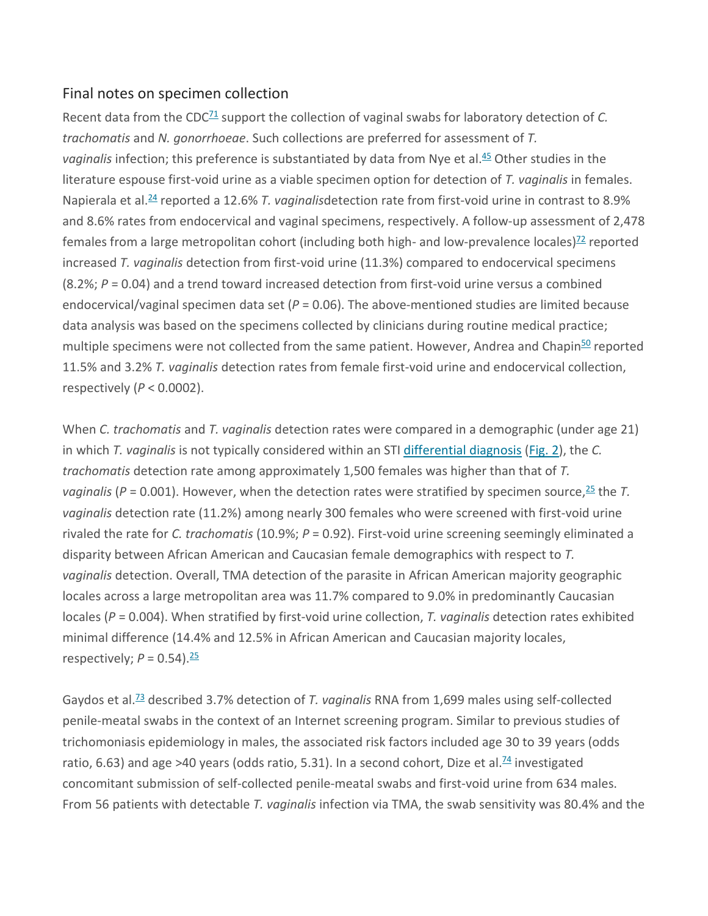## Final notes on specimen collection

Recent data from the CDC[71] support the collection of vaginal swabs for laboratory detection of *C. trachomatis* and *N. gonorrhoeae*. Such collections are preferred for assessment of *T. vaginalis* infection; this preference is substantiated by data from Nye et al.[45] Other studies in the literature espouse first-void urine as a viable specimen option for detection of *T. vaginalis* in females. Napierala et al.[24] reported a 12.6% *T. vaginalis*detection rate from first-void urine in contrast to 8.9% and 8.6% rates from endocervical and vaginal specimens, respectively. A follow-up assessment of 2,478 females from a large metropolitan cohort (including both high- and low-prevalence locales)[72] reported increased *T. vaginalis* detection from first-void urine (11.3%) compared to endocervical specimens (8.2%; $P = 0.04$) and a trend toward increased detection from first-void urine versus a combined endocervical/vaginal specimen data set ($P = 0.06$). The above-mentioned studies are limited because data analysis was based on the specimens collected by clinicians during routine medical practice; multiple specimens were not collected from the same patient. However, Andrea and Chapin[50] reported 11.5% and 3.2% *T. vaginalis* detection rates from female first-void urine and endocervical collection, respectively ($P < 0.0002$).

When *C. trachomatis* and *T. vaginalis* detection rates were compared in a demographic (under age 21) in which *T. vaginalis* is not typically considered within an STI differential diagnosis (Fig. 2), the *C. trachomatis* detection rate among approximately 1,500 females was higher than that of *T. vaginalis* ($P = 0.001$). However, when the detection rates were stratified by specimen source,[25] the *T. vaginalis* detection rate (11.2%) among nearly 300 females who were screened with first-void urine rivaled the rate for *C. trachomatis* (10.9%; $P = 0.92$). First-void urine screening seemingly eliminated a disparity between African American and Caucasian female demographics with respect to *T. vaginalis* detection. Overall, TMA detection of the parasite in African American majority geographic locales across a large metropolitan area was 11.7% compared to 9.0% in predominantly Caucasian locales ($P = 0.004$). When stratified by first-void urine collection, *T. vaginalis* detection rates exhibited minimal difference (14.4% and 12.5% in African American and Caucasian majority locales, respectively; $P = 0.54$).[25]

Gaydos et al.[73] described 3.7% detection of *T. vaginalis* RNA from 1,699 males using self-collected penile-meatal swabs in the context of an Internet screening program. Similar to previous studies of trichomoniasis epidemiology in males, the associated risk factors included age 30 to 39 years (odds ratio, 6.63) and age >40 years (odds ratio, 5.31). In a second cohort, Dize et al.[74] investigated concomitant submission of self-collected penile-meatal swabs and first-void urine from 634 males. From 56 patients with detectable *T. vaginalis* infection via TMA, the swab sensitivity was 80.4% and the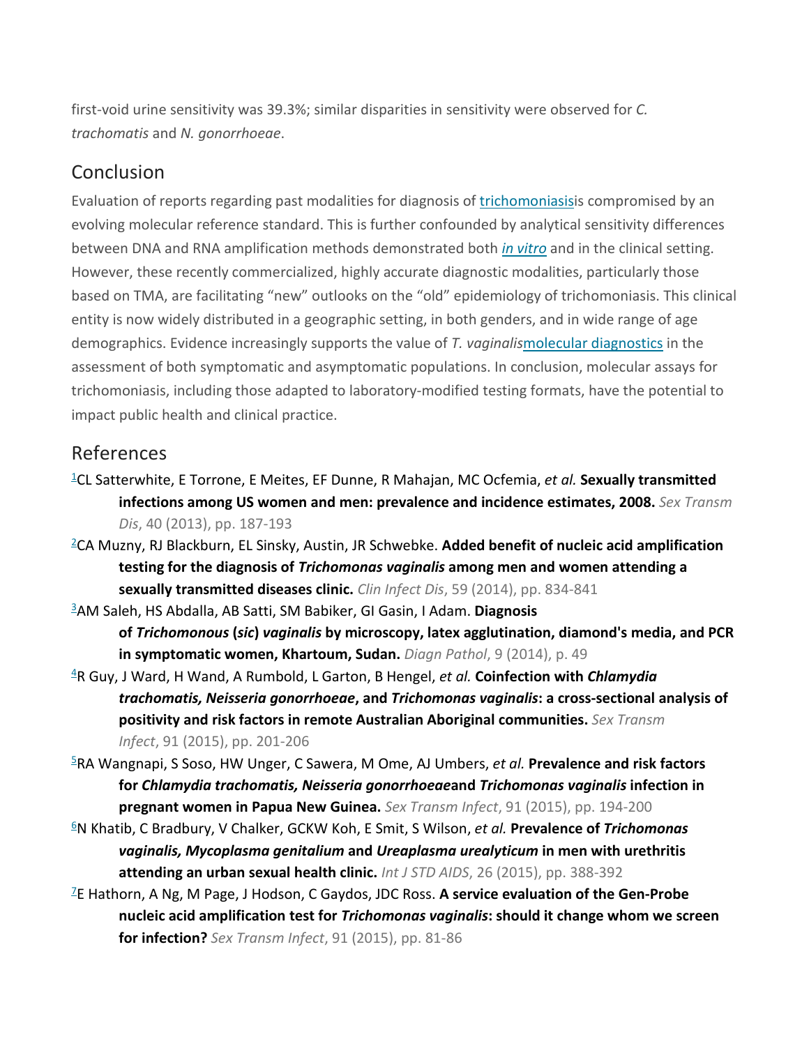first-void urine sensitivity was 39.3%; similar disparities in sensitivity were observed for *C. trachomatis* and *N. gonorrhoeae*.

## Conclusion

Evaluation of reports regarding past modalities for diagnosis of trichomoniasisis compromised by an evolving molecular reference standard. This is further confounded by analytical sensitivity differences between DNA and RNA amplification methods demonstrated both *in vitro* and in the clinical setting. However, these recently commercialized, highly accurate diagnostic modalities, particularly those based on TMA, are facilitating "new" outlooks on the "old" epidemiology of trichomoniasis. This clinical entity is now widely distributed in a geographic setting, in both genders, and in wide range of age demographics. Evidence increasingly supports the value of *T. vaginalis*molecular diagnostics in the assessment of both symptomatic and asymptomatic populations. In conclusion, molecular assays for trichomoniasis, including those adapted to laboratory-modified testing formats, have the potential to impact public health and clinical practice.

## References

[1] CL Satterwhite, E Torrone, E Meites, EF Dunne, R Mahajan, MC Ocfemia, *et al.* **Sexually transmitted infections among US women and men: prevalence and incidence estimates, 2008.** *Sex Transm Dis*, 40 (2013), pp. 187-193

[2] CA Muzny, RJ Blackburn, EL Sinsky, Austin, JR Schwebke. **Added benefit of nucleic acid amplification testing for the diagnosis of *Trichomonas vaginalis* among men and women attending a sexually transmitted diseases clinic.** *Clin Infect Dis*, 59 (2014), pp. 834-841

[3] AM Saleh, HS Abdalla, AB Satti, SM Babiker, GI Gasin, I Adam. **Diagnosis of *Trichomonous* (*sic*) *vaginalis* by microscopy, latex agglutination, diamond's media, and PCR in symptomatic women, Khartoum, Sudan.** *Diagn Pathol*, 9 (2014), p. 49

[4] R Guy, J Ward, H Wand, A Rumbold, L Garton, B Hengel, *et al.* **Coinfection with *Chlamydia trachomatis, Neisseria gonorrhoeae*, and *Trichomonas vaginalis*: a cross-sectional analysis of positivity and risk factors in remote Australian Aboriginal communities.** *Sex Transm Infect*, 91 (2015), pp. 201-206

[5] RA Wangnapi, S Soso, HW Unger, C Sawera, M Ome, AJ Umbers, *et al.* **Prevalence and risk factors for *Chlamydia trachomatis, Neisseria gonorrhoeae*and *Trichomonas vaginalis* infection in pregnant women in Papua New Guinea.** *Sex Transm Infect*, 91 (2015), pp. 194-200

[6] N Khatib, C Bradbury, V Chalker, GCKW Koh, E Smit, S Wilson, *et al.* **Prevalence of *Trichomonas vaginalis, Mycoplasma genitalium* and *Ureaplasma urealyticum* in men with urethritis attending an urban sexual health clinic.** *Int J STD AIDS*, 26 (2015), pp. 388-392

[7] E Hathorn, A Ng, M Page, J Hodson, C Gaydos, JDC Ross. **A service evaluation of the Gen-Probe nucleic acid amplification test for *Trichomonas vaginalis*: should it change whom we screen for infection?** *Sex Transm Infect*, 91 (2015), pp. 81-86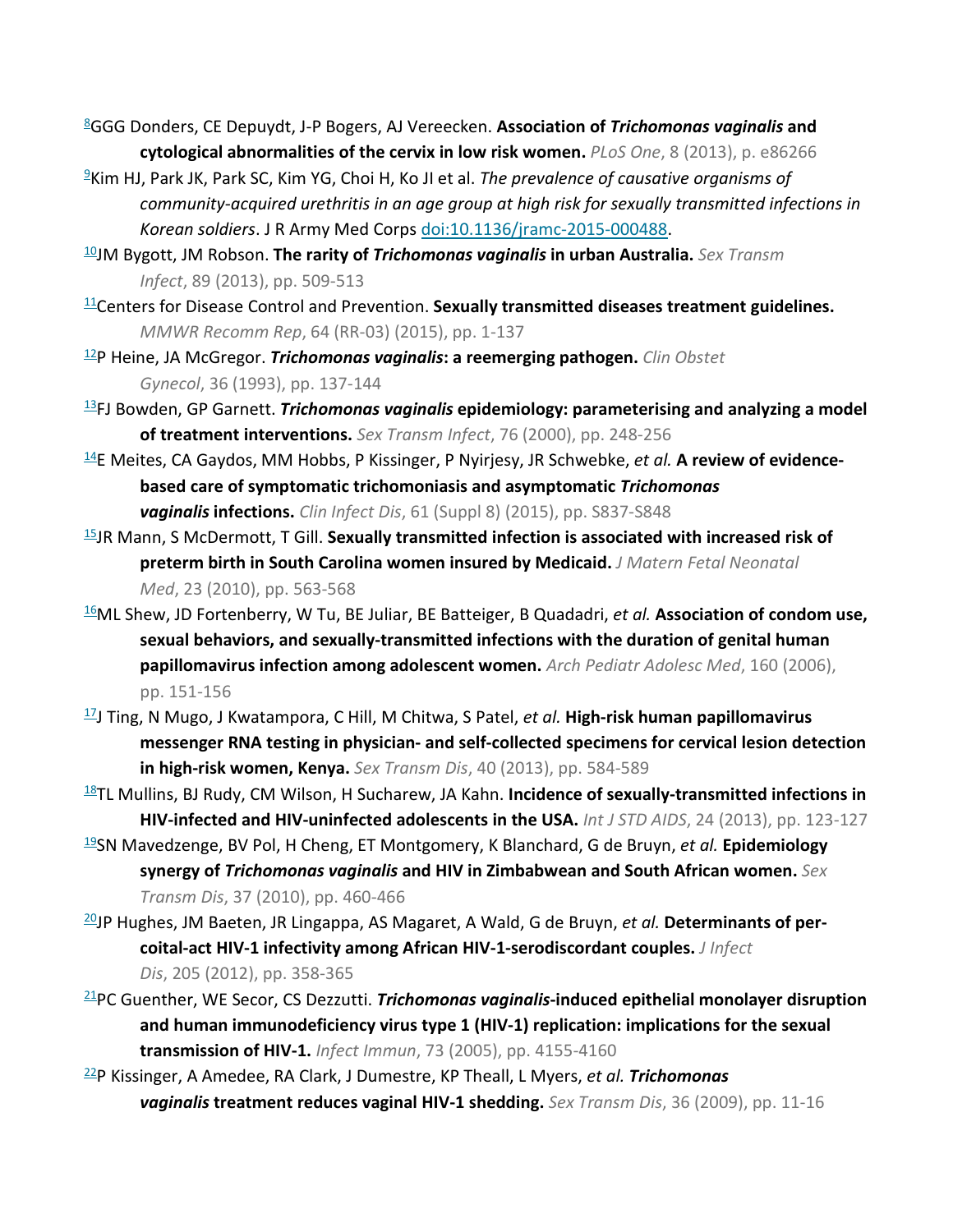[8]GGG Donders, CE Depuydt, J-P Bogers, AJ Vereecken. **Association of *Trichomonas vaginalis* and cytological abnormalities of the cervix in low risk women.** *PLoS One*, 8 (2013), p. e86266

[9]Kim HJ, Park JK, Park SC, Kim YG, Choi H, Ko JI et al. *The prevalence of causative organisms of community-acquired urethritis in an age group at high risk for sexually transmitted infections in Korean soldiers*. J R Army Med Corps doi:10.1136/jramc-2015-000488.

[10]JM Bygott, JM Robson. **The rarity of *Trichomonas vaginalis* in urban Australia.** *Sex Transm Infect*, 89 (2013), pp. 509-513

[11]Centers for Disease Control and Prevention. **Sexually transmitted diseases treatment guidelines.** *MMWR Recomm Rep*, 64 (RR-03) (2015), pp. 1-137

[12]P Heine, JA McGregor. ***Trichomonas vaginalis*: a reemerging pathogen.** *Clin Obstet Gynecol*, 36 (1993), pp. 137-144

[13]FJ Bowden, GP Garnett. ***Trichomonas vaginalis* epidemiology: parameterising and analyzing a model of treatment interventions.** *Sex Transm Infect*, 76 (2000), pp. 248-256

[14]E Meites, CA Gaydos, MM Hobbs, P Kissinger, P Nyirjesy, JR Schwebke, *et al.* **A review of evidence-based care of symptomatic trichomoniasis and asymptomatic *Trichomonas vaginalis* infections.** *Clin Infect Dis*, 61 (Suppl 8) (2015), pp. S837-S848

[15]JR Mann, S McDermott, T Gill. **Sexually transmitted infection is associated with increased risk of preterm birth in South Carolina women insured by Medicaid.** *J Matern Fetal Neonatal Med*, 23 (2010), pp. 563-568

[16]ML Shew, JD Fortenberry, W Tu, BE Juliar, BE Batteiger, B Quadadri, *et al.* **Association of condom use, sexual behaviors, and sexually-transmitted infections with the duration of genital human papillomavirus infection among adolescent women.** *Arch Pediatr Adolesc Med*, 160 (2006), pp. 151-156

[17]J Ting, N Mugo, J Kwatampora, C Hill, M Chitwa, S Patel, *et al.* **High-risk human papillomavirus messenger RNA testing in physician- and self-collected specimens for cervical lesion detection in high-risk women, Kenya.** *Sex Transm Dis*, 40 (2013), pp. 584-589

[18]TL Mullins, BJ Rudy, CM Wilson, H Sucharew, JA Kahn. **Incidence of sexually-transmitted infections in HIV-infected and HIV-uninfected adolescents in the USA.** *Int J STD AIDS*, 24 (2013), pp. 123-127

[19]SN Mavedzenge, BV Pol, H Cheng, ET Montgomery, K Blanchard, G de Bruyn, *et al.* **Epidemiology synergy of *Trichomonas vaginalis* and HIV in Zimbabwean and South African women.** *Sex Transm Dis*, 37 (2010), pp. 460-466

[20]JP Hughes, JM Baeten, JR Lingappa, AS Magaret, A Wald, G de Bruyn, *et al.* **Determinants of per-coital-act HIV-1 infectivity among African HIV-1-serodiscordant couples.** *J Infect Dis*, 205 (2012), pp. 358-365

[21]PC Guenther, WE Secor, CS Dezzutti. ***Trichomonas vaginalis*-induced epithelial monolayer disruption and human immunodeficiency virus type 1 (HIV-1) replication: implications for the sexual transmission of HIV-1.** *Infect Immun*, 73 (2005), pp. 4155-4160

[22]P Kissinger, A Amedee, RA Clark, J Dumestre, KP Theall, L Myers, *et al.* ***Trichomonas vaginalis* treatment reduces vaginal HIV-1 shedding.** *Sex Transm Dis*, 36 (2009), pp. 11-16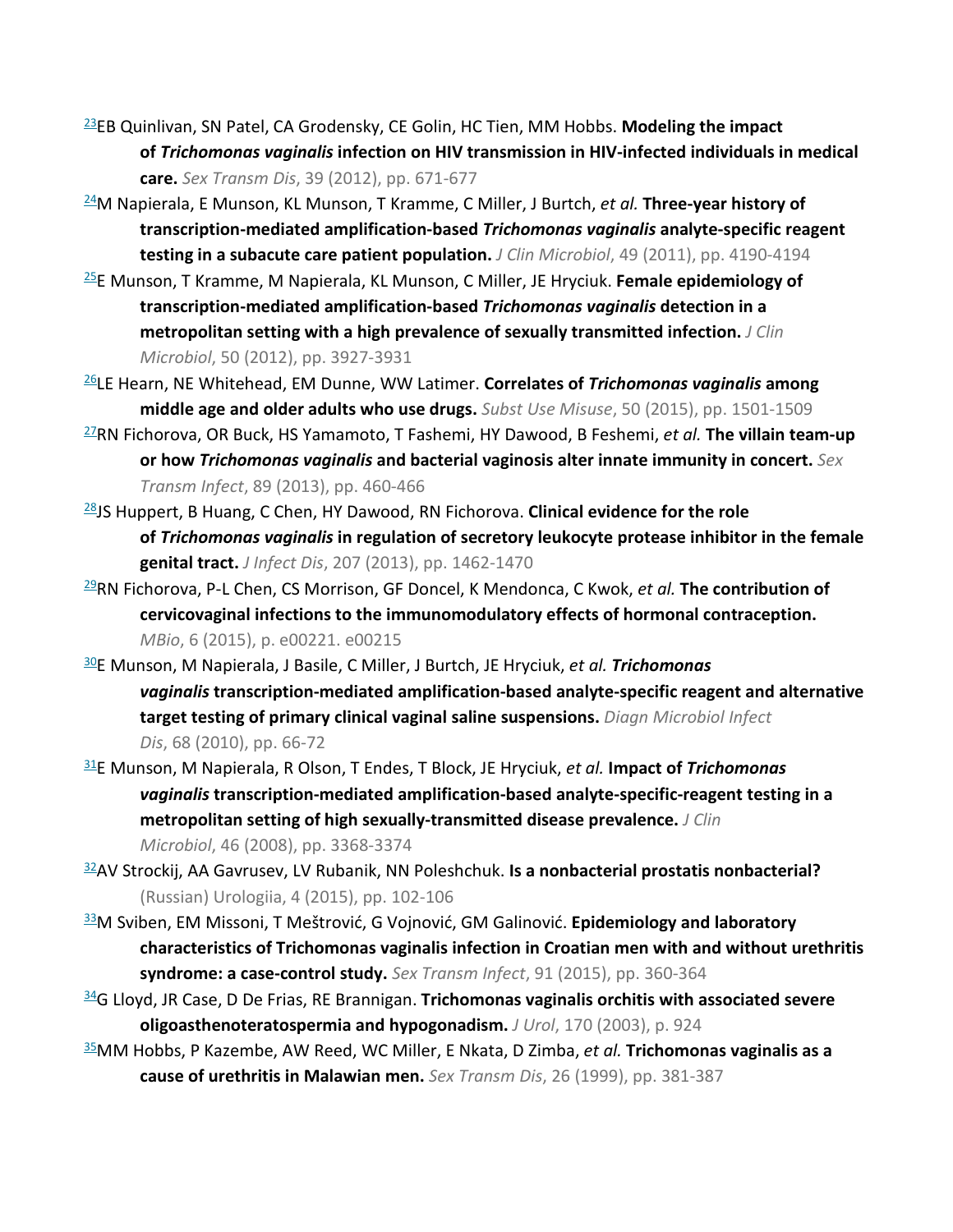[23]EB Quinlivan, SN Patel, CA Grodensky, CE Golin, HC Tien, MM Hobbs. **Modeling the impact of *Trichomonas vaginalis* infection on HIV transmission in HIV-infected individuals in medical care.** *Sex Transm Dis*, 39 (2012), pp. 671-677

[24]M Napierala, E Munson, KL Munson, T Kramme, C Miller, J Burtch, *et al.* **Three-year history of transcription-mediated amplification-based *Trichomonas vaginalis* analyte-specific reagent testing in a subacute care patient population.** *J Clin Microbiol*, 49 (2011), pp. 4190-4194

[25]E Munson, T Kramme, M Napierala, KL Munson, C Miller, JE Hryciuk. **Female epidemiology of transcription-mediated amplification-based *Trichomonas vaginalis* detection in a metropolitan setting with a high prevalence of sexually transmitted infection.** *J Clin Microbiol*, 50 (2012), pp. 3927-3931

[26]LE Hearn, NE Whitehead, EM Dunne, WW Latimer. **Correlates of *Trichomonas vaginalis* among middle age and older adults who use drugs.** *Subst Use Misuse*, 50 (2015), pp. 1501-1509

[27]RN Fichorova, OR Buck, HS Yamamoto, T Fashemi, HY Dawood, B Feshemi, *et al.* **The villain team-up or how *Trichomonas vaginalis* and bacterial vaginosis alter innate immunity in concert.** *Sex Transm Infect*, 89 (2013), pp. 460-466

[28]JS Huppert, B Huang, C Chen, HY Dawood, RN Fichorova. **Clinical evidence for the role of *Trichomonas vaginalis* in regulation of secretory leukocyte protease inhibitor in the female genital tract.** *J Infect Dis*, 207 (2013), pp. 1462-1470

[29]RN Fichorova, P-L Chen, CS Morrison, GF Doncel, K Mendonca, C Kwok, *et al.* **The contribution of cervicovaginal infections to the immunomodulatory effects of hormonal contraception.** *MBio*, 6 (2015), p. e00221. e00215

[30]E Munson, M Napierala, J Basile, C Miller, J Burtch, JE Hryciuk, *et al.* ***Trichomonas vaginalis* transcription-mediated amplification-based analyte-specific reagent and alternative target testing of primary clinical vaginal saline suspensions.** *Diagn Microbiol Infect Dis*, 68 (2010), pp. 66-72

[31]E Munson, M Napierala, R Olson, T Endes, T Block, JE Hryciuk, *et al.* **Impact of *Trichomonas vaginalis* transcription-mediated amplification-based analyte-specific-reagent testing in a metropolitan setting of high sexually-transmitted disease prevalence.** *J Clin Microbiol*, 46 (2008), pp. 3368-3374

[32]AV Strockij, AA Gavrusev, LV Rubanik, NN Poleshchuk. **Is a nonbacterial prostatis nonbacterial?** (Russian) Urologiia, 4 (2015), pp. 102-106

[33]M Sviben, EM Missoni, T Meštrović, G Vojnović, GM Galinović. **Epidemiology and laboratory characteristics of Trichomonas vaginalis infection in Croatian men with and without urethritis syndrome: a case-control study.** *Sex Transm Infect*, 91 (2015), pp. 360-364

[34]G Lloyd, JR Case, D De Frias, RE Brannigan. **Trichomonas vaginalis orchitis with associated severe oligoasthenoteratospermia and hypogonadism.** *J Urol*, 170 (2003), p. 924

[35]MM Hobbs, P Kazembe, AW Reed, WC Miller, E Nkata, D Zimba, *et al.* **Trichomonas vaginalis as a cause of urethritis in Malawian men.** *Sex Transm Dis*, 26 (1999), pp. 381-387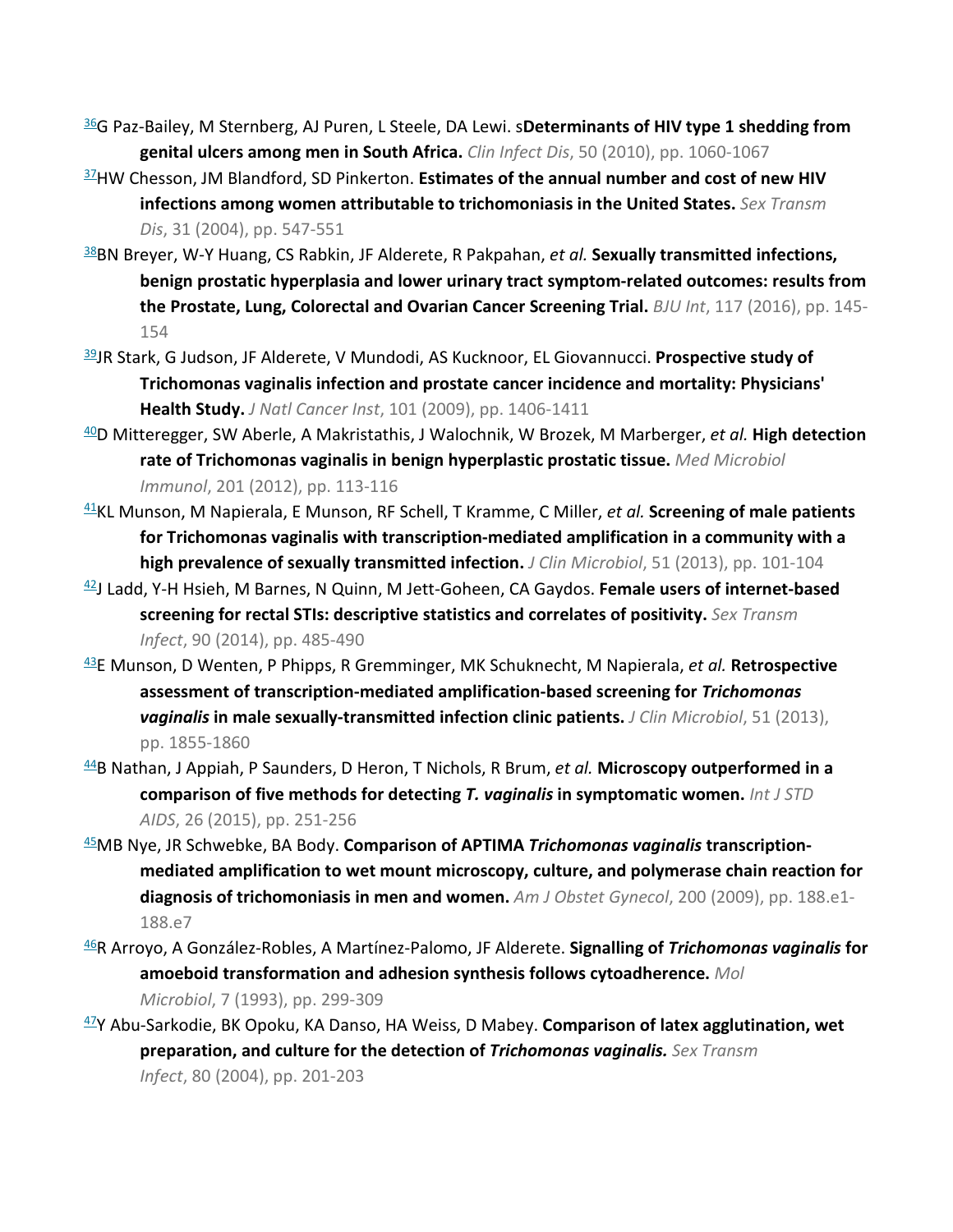[36]G Paz-Bailey, M Sternberg, AJ Puren, L Steele, DA Lewi. s**Determinants of HIV type 1 shedding from genital ulcers among men in South Africa.** *Clin Infect Dis*, 50 (2010), pp. 1060-1067

[37]HW Chesson, JM Blandford, SD Pinkerton. **Estimates of the annual number and cost of new HIV infections among women attributable to trichomoniasis in the United States.** *Sex Transm Dis*, 31 (2004), pp. 547-551

[38]BN Breyer, W-Y Huang, CS Rabkin, JF Alderete, R Pakpahan, *et al.* **Sexually transmitted infections, benign prostatic hyperplasia and lower urinary tract symptom-related outcomes: results from the Prostate, Lung, Colorectal and Ovarian Cancer Screening Trial.** *BJU Int*, 117 (2016), pp. 145-154

[39]JR Stark, G Judson, JF Alderete, V Mundodi, AS Kucknoor, EL Giovannucci. **Prospective study of Trichomonas vaginalis infection and prostate cancer incidence and mortality: Physicians' Health Study.** *J Natl Cancer Inst*, 101 (2009), pp. 1406-1411

[40]D Mitteregger, SW Aberle, A Makristathis, J Walochnik, W Brozek, M Marberger, *et al.* **High detection rate of Trichomonas vaginalis in benign hyperplastic prostatic tissue.** *Med Microbiol Immunol*, 201 (2012), pp. 113-116

[41]KL Munson, M Napierala, E Munson, RF Schell, T Kramme, C Miller, *et al.* **Screening of male patients for Trichomonas vaginalis with transcription-mediated amplification in a community with a high prevalence of sexually transmitted infection.** *J Clin Microbiol*, 51 (2013), pp. 101-104

[42]J Ladd, Y-H Hsieh, M Barnes, N Quinn, M Jett-Goheen, CA Gaydos. **Female users of internet-based screening for rectal STIs: descriptive statistics and correlates of positivity.** *Sex Transm Infect*, 90 (2014), pp. 485-490

[43]E Munson, D Wenten, P Phipps, R Gremminger, MK Schuknecht, M Napierala, *et al.* **Retrospective assessment of transcription-mediated amplification-based screening for *Trichomonas vaginalis* in male sexually-transmitted infection clinic patients.** *J Clin Microbiol*, 51 (2013), pp. 1855-1860

[44]B Nathan, J Appiah, P Saunders, D Heron, T Nichols, R Brum, *et al.* **Microscopy outperformed in a comparison of five methods for detecting *T. vaginalis* in symptomatic women.** *Int J STD AIDS*, 26 (2015), pp. 251-256

[45]MB Nye, JR Schwebke, BA Body. **Comparison of APTIMA *Trichomonas vaginalis* transcription-mediated amplification to wet mount microscopy, culture, and polymerase chain reaction for diagnosis of trichomoniasis in men and women.** *Am J Obstet Gynecol*, 200 (2009), pp. 188.e1-188.e7

[46]R Arroyo, A González-Robles, A Martínez-Palomo, JF Alderete. **Signalling of *Trichomonas vaginalis* for amoeboid transformation and adhesion synthesis follows cytoadherence.** *Mol Microbiol*, 7 (1993), pp. 299-309

[47]Y Abu-Sarkodie, BK Opoku, KA Danso, HA Weiss, D Mabey. **Comparison of latex agglutination, wet preparation, and culture for the detection of *Trichomonas vaginalis.*** *Sex Transm Infect*, 80 (2004), pp. 201-203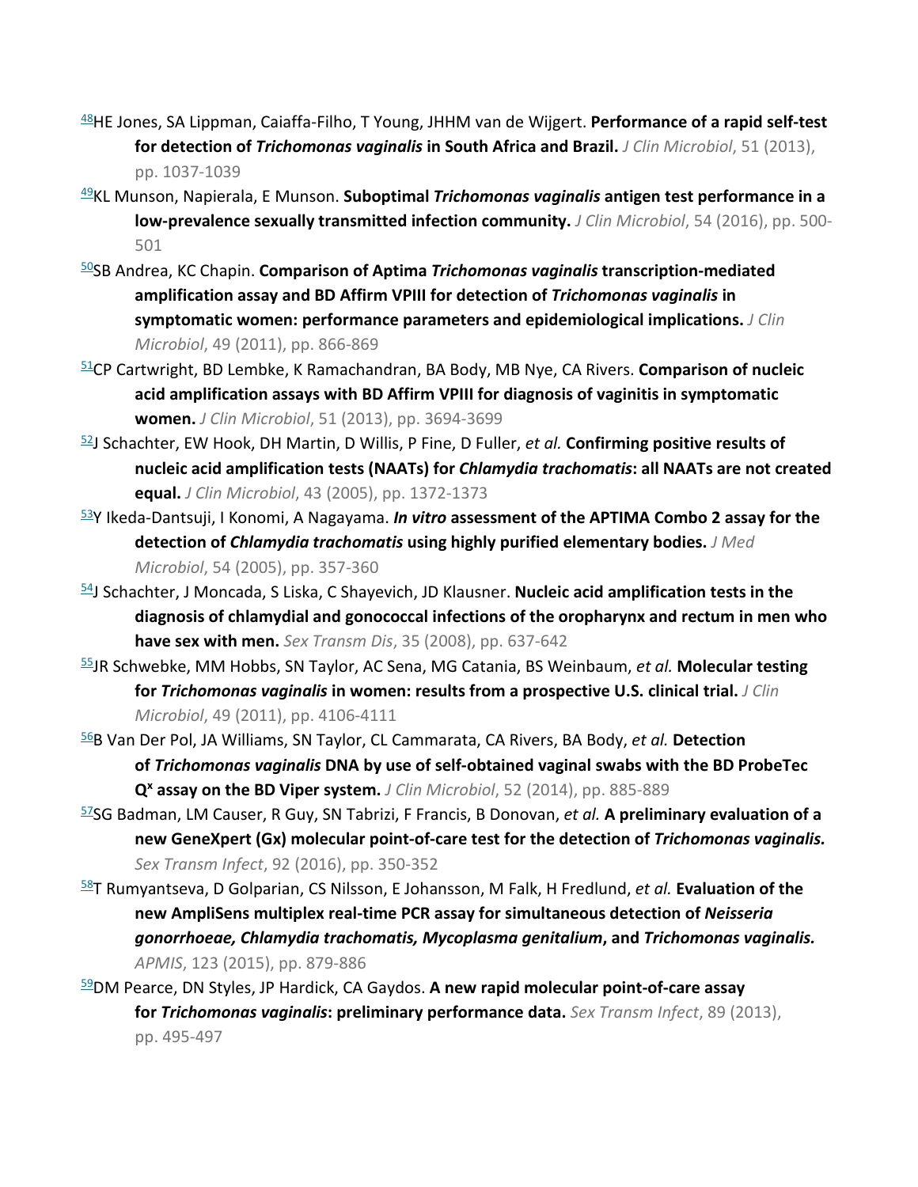[48]HE Jones, SA Lippman, Caiaffa-Filho, T Young, JHHM van de Wijgert. **Performance of a rapid self-test for detection of *Trichomonas vaginalis* in South Africa and Brazil.** *J Clin Microbiol*, 51 (2013), pp. 1037-1039

[49]KL Munson, Napierala, E Munson. **Suboptimal *Trichomonas vaginalis* antigen test performance in a low-prevalence sexually transmitted infection community.** *J Clin Microbiol*, 54 (2016), pp. 500-501

[50]SB Andrea, KC Chapin. **Comparison of Aptima *Trichomonas vaginalis* transcription-mediated amplification assay and BD Affirm VPIII for detection of *Trichomonas vaginalis* in symptomatic women: performance parameters and epidemiological implications.** *J Clin Microbiol*, 49 (2011), pp. 866-869

[51]CP Cartwright, BD Lembke, K Ramachandran, BA Body, MB Nye, CA Rivers. **Comparison of nucleic acid amplification assays with BD Affirm VPIII for diagnosis of vaginitis in symptomatic women.** *J Clin Microbiol*, 51 (2013), pp. 3694-3699

[52]J Schachter, EW Hook, DH Martin, D Willis, P Fine, D Fuller, *et al.* **Confirming positive results of nucleic acid amplification tests (NAATs) for *Chlamydia trachomatis*: all NAATs are not created equal.** *J Clin Microbiol*, 43 (2005), pp. 1372-1373

[53]Y Ikeda-Dantsuji, I Konomi, A Nagayama. ***In vitro* assessment of the APTIMA Combo 2 assay for the detection of *Chlamydia trachomatis* using highly purified elementary bodies.** *J Med Microbiol*, 54 (2005), pp. 357-360

[54]J Schachter, J Moncada, S Liska, C Shayevich, JD Klausner. **Nucleic acid amplification tests in the diagnosis of chlamydial and gonococcal infections of the oropharynx and rectum in men who have sex with men.** *Sex Transm Dis*, 35 (2008), pp. 637-642

[55]JR Schwebke, MM Hobbs, SN Taylor, AC Sena, MG Catania, BS Weinbaum, *et al.* **Molecular testing for *Trichomonas vaginalis* in women: results from a prospective U.S. clinical trial.** *J Clin Microbiol*, 49 (2011), pp. 4106-4111

[56]B Van Der Pol, JA Williams, SN Taylor, CL Cammarata, CA Rivers, BA Body, *et al.* **Detection of *Trichomonas vaginalis* DNA by use of self-obtained vaginal swabs with the BD ProbeTec $Q^x$ assay on the BD Viper system.** *J Clin Microbiol*, 52 (2014), pp. 885-889

[57]SG Badman, LM Causer, R Guy, SN Tabrizi, F Francis, B Donovan, *et al.* **A preliminary evaluation of a new GeneXpert (Gx) molecular point-of-care test for the detection of *Trichomonas vaginalis.*** *Sex Transm Infect*, 92 (2016), pp. 350-352

[58]T Rumyantseva, D Golparian, CS Nilsson, E Johansson, M Falk, H Fredlund, *et al.* **Evaluation of the new AmpliSens multiplex real-time PCR assay for simultaneous detection of *Neisseria gonorrhoeae, Chlamydia trachomatis, Mycoplasma genitalium*, and *Trichomonas vaginalis.*** *APMIS*, 123 (2015), pp. 879-886

[59]DM Pearce, DN Styles, JP Hardick, CA Gaydos. **A new rapid molecular point-of-care assay for *Trichomonas vaginalis*: preliminary performance data.** *Sex Transm Infect*, 89 (2013), pp. 495-497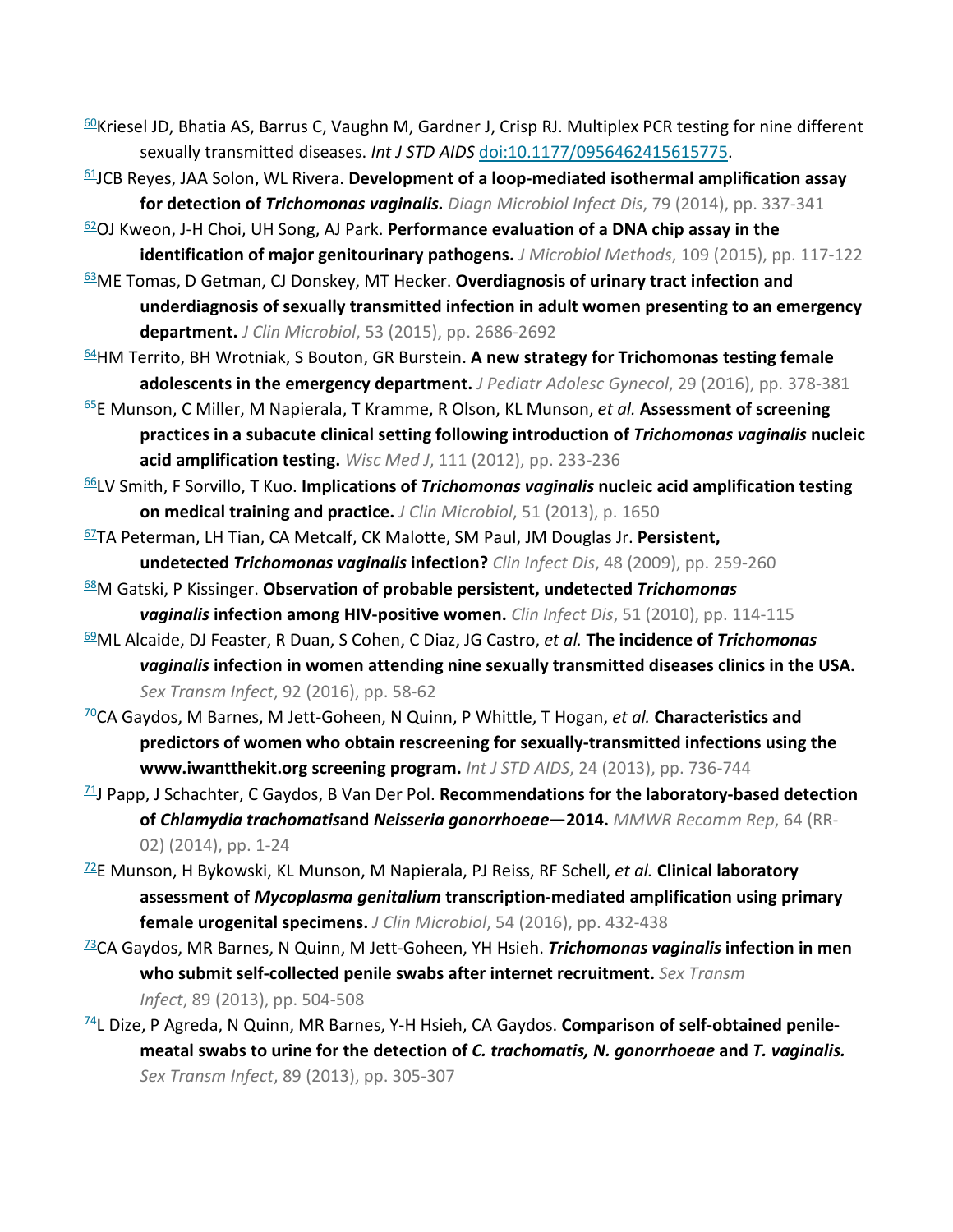[60]Kriesel JD, Bhatia AS, Barrus C, Vaughn M, Gardner J, Crisp RJ. Multiplex PCR testing for nine different sexually transmitted diseases. *Int J STD AIDS* doi:10.1177/0956462415615775.

[61]JCB Reyes, JAA Solon, WL Rivera. **Development of a loop-mediated isothermal amplification assay for detection of *Trichomonas vaginalis.*** *Diagn Microbiol Infect Dis*, 79 (2014), pp. 337-341

[62]OJ Kweon, J-H Choi, UH Song, AJ Park. **Performance evaluation of a DNA chip assay in the identification of major genitourinary pathogens.** *J Microbiol Methods*, 109 (2015), pp. 117-122

[63]ME Tomas, D Getman, CJ Donskey, MT Hecker. **Overdiagnosis of urinary tract infection and underdiagnosis of sexually transmitted infection in adult women presenting to an emergency department.** *J Clin Microbiol*, 53 (2015), pp. 2686-2692

[64]HM Territo, BH Wrotniak, S Bouton, GR Burstein. **A new strategy for Trichomonas testing female adolescents in the emergency department.** *J Pediatr Adolesc Gynecol*, 29 (2016), pp. 378-381

[65]E Munson, C Miller, M Napierala, T Kramme, R Olson, KL Munson, *et al.* **Assessment of screening practices in a subacute clinical setting following introduction of *Trichomonas vaginalis* nucleic acid amplification testing.** *Wisc Med J*, 111 (2012), pp. 233-236

[66]LV Smith, F Sorvillo, T Kuo. **Implications of *Trichomonas vaginalis* nucleic acid amplification testing on medical training and practice.** *J Clin Microbiol*, 51 (2013), p. 1650

[67]TA Peterman, LH Tian, CA Metcalf, CK Malotte, SM Paul, JM Douglas Jr. **Persistent, undetected *Trichomonas vaginalis* infection?** *Clin Infect Dis*, 48 (2009), pp. 259-260

[68]M Gatski, P Kissinger. **Observation of probable persistent, undetected *Trichomonas vaginalis* infection among HIV-positive women.** *Clin Infect Dis*, 51 (2010), pp. 114-115

[69]ML Alcaide, DJ Feaster, R Duan, S Cohen, C Diaz, JG Castro, *et al.* **The incidence of *Trichomonas vaginalis* infection in women attending nine sexually transmitted diseases clinics in the USA.** *Sex Transm Infect*, 92 (2016), pp. 58-62

[70]CA Gaydos, M Barnes, M Jett-Goheen, N Quinn, P Whittle, T Hogan, *et al.* **Characteristics and predictors of women who obtain rescreening for sexually-transmitted infections using the www.iwantthekit.org screening program.** *Int J STD AIDS*, 24 (2013), pp. 736-744

[71]J Papp, J Schachter, C Gaydos, B Van Der Pol. **Recommendations for the laboratory-based detection of *Chlamydia trachomatis*and *Neisseria gonorrhoeae*—2014.** *MMWR Recomm Rep*, 64 (RR-02) (2014), pp. 1-24

[72]E Munson, H Bykowski, KL Munson, M Napierala, PJ Reiss, RF Schell, *et al.* **Clinical laboratory assessment of *Mycoplasma genitalium* transcription-mediated amplification using primary female urogenital specimens.** *J Clin Microbiol*, 54 (2016), pp. 432-438

[73]CA Gaydos, MR Barnes, N Quinn, M Jett-Goheen, YH Hsieh. ***Trichomonas vaginalis* infection in men who submit self-collected penile swabs after internet recruitment.** *Sex Transm Infect*, 89 (2013), pp. 504-508

[74]L Dize, P Agreda, N Quinn, MR Barnes, Y-H Hsieh, CA Gaydos. **Comparison of self-obtained penile-meatal swabs to urine for the detection of *C. trachomatis, N. gonorrhoeae* and *T. vaginalis.*** *Sex Transm Infect*, 89 (2013), pp. 305-307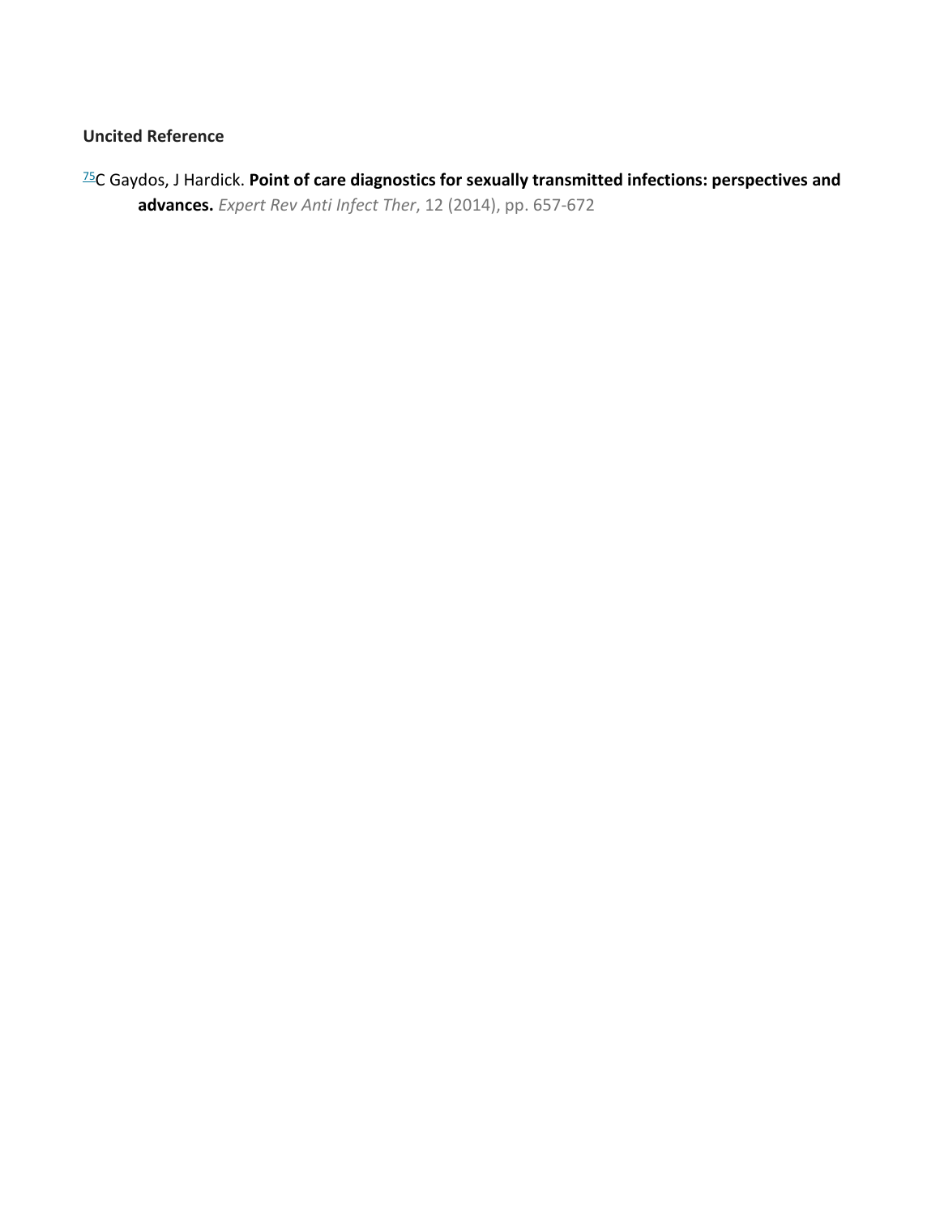### Uncited Reference

[75] C Gaydos, J Hardick. **Point of care diagnostics for sexually transmitted infections: perspectives and advances.** *Expert Rev Anti Infect Ther*, 12 (2014), pp. 657-672